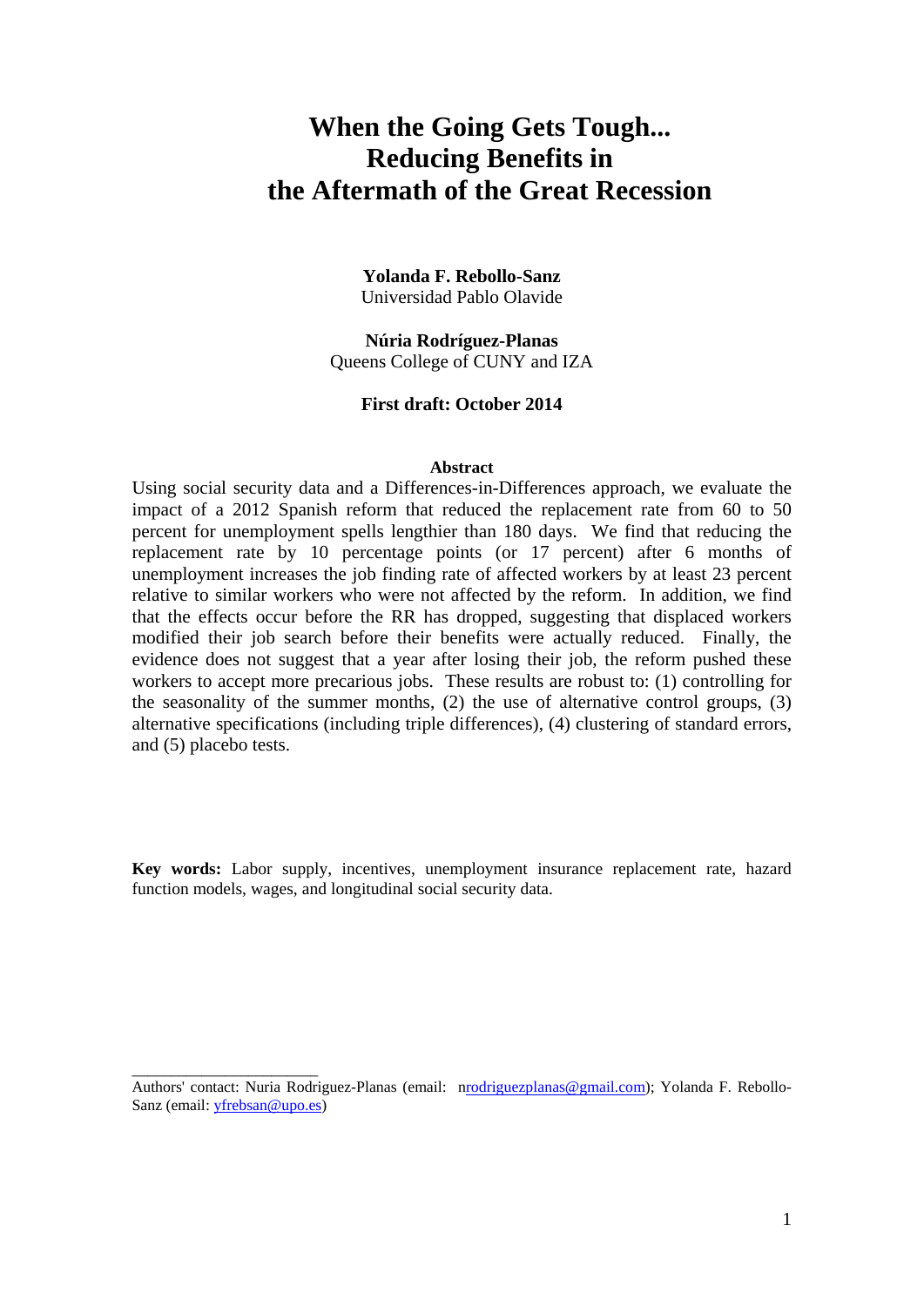# When the Going Gets Tough...
# Reducing Benefits in
# the Aftermath of the Great Recession

**Yolanda F. Rebollo-Sanz**
Universidad Pablo Olavide

**Núria Rodríguez-Planas**
Queens College of CUNY and IZA

**First draft: October 2014**

**Abstract**

Using social security data and a Differences-in-Differences approach, we evaluate the impact of a 2012 Spanish reform that reduced the replacement rate from 60 to 50 percent for unemployment spells lengthier than 180 days. We find that reducing the replacement rate by 10 percentage points (or 17 percent) after 6 months of unemployment increases the job finding rate of affected workers by at least 23 percent relative to similar workers who were not affected by the reform. In addition, we find that the effects occur before the RR has dropped, suggesting that displaced workers modified their job search before their benefits were actually reduced. Finally, the evidence does not suggest that a year after losing their job, the reform pushed these workers to accept more precarious jobs. These results are robust to: (1) controlling for the seasonality of the summer months, (2) the use of alternative control groups, (3) alternative specifications (including triple differences), (4) clustering of standard errors, and (5) placebo tests.

**Key words:** Labor supply, incentives, unemployment insurance replacement rate, hazard function models, wages, and longitudinal social security data.

---

Authors' contact: Nuria Rodriguez-Planas (email: nrodriguezplanas@gmail.com); Yolanda F. Rebollo-Sanz (email: yfrebsan@upo.es)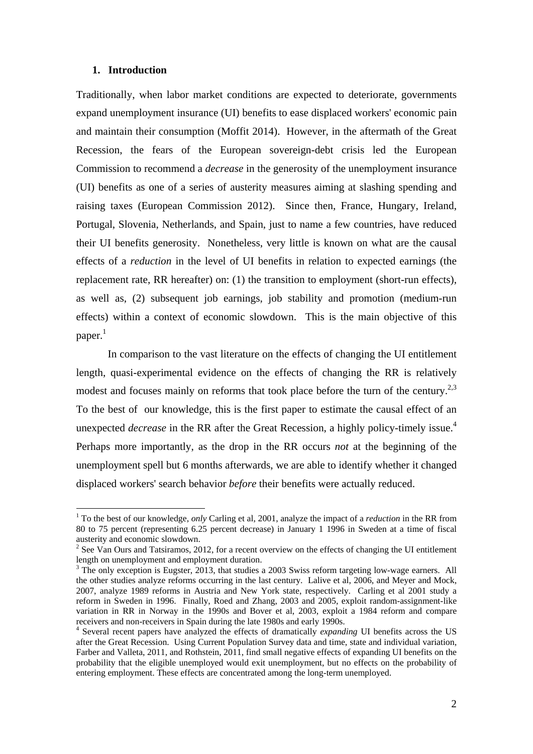## 1. Introduction

Traditionally, when labor market conditions are expected to deteriorate, governments expand unemployment insurance (UI) benefits to ease displaced workers' economic pain and maintain their consumption (Moffit 2014). However, in the aftermath of the Great Recession, the fears of the European sovereign-debt crisis led the European Commission to recommend a *decrease* in the generosity of the unemployment insurance (UI) benefits as one of a series of austerity measures aiming at slashing spending and raising taxes (European Commission 2012). Since then, France, Hungary, Ireland, Portugal, Slovenia, Netherlands, and Spain, just to name a few countries, have reduced their UI benefits generosity. Nonetheless, very little is known on what are the causal effects of a *reduction* in the level of UI benefits in relation to expected earnings (the replacement rate, RR hereafter) on: (1) the transition to employment (short-run effects), as well as, (2) subsequent job earnings, job stability and promotion (medium-run effects) within a context of economic slowdown. This is the main objective of this paper.[1]

In comparison to the vast literature on the effects of changing the UI entitlement length, quasi-experimental evidence on the effects of changing the RR is relatively modest and focuses mainly on reforms that took place before the turn of the century.[2,3] To the best of our knowledge, this is the first paper to estimate the causal effect of an unexpected *decrease* in the RR after the Great Recession, a highly policy-timely issue.[4] Perhaps more importantly, as the drop in the RR occurs *not* at the beginning of the unemployment spell but 6 months afterwards, we are able to identify whether it changed displaced workers' search behavior *before* their benefits were actually reduced.

---

[1] To the best of our knowledge, *only* Carling et al, 2001, analyze the impact of a *reduction* in the RR from 80 to 75 percent (representing 6.25 percent decrease) in January 1 1996 in Sweden at a time of fiscal austerity and economic slowdown.

[2] See Van Ours and Tatsiramos, 2012, for a recent overview on the effects of changing the UI entitlement length on unemployment and employment duration.

[3] The only exception is Eugster, 2013, that studies a 2003 Swiss reform targeting low-wage earners. All the other studies analyze reforms occurring in the last century. Lalive et al, 2006, and Meyer and Mock, 2007, analyze 1989 reforms in Austria and New York state, respectively. Carling et al 2001 study a reform in Sweden in 1996. Finally, Roed and Zhang, 2003 and 2005, exploit random-assignment-like variation in RR in Norway in the 1990s and Bover et al, 2003, exploit a 1984 reform and compare receivers and non-receivers in Spain during the late 1980s and early 1990s.

[4] Several recent papers have analyzed the effects of dramatically *expanding* UI benefits across the US after the Great Recession. Using Current Population Survey data and time, state and individual variation, Farber and Valleta, 2011, and Rothstein, 2011, find small negative effects of expanding UI benefits on the probability that the eligible unemployed would exit unemployment, but no effects on the probability of entering employment. These effects are concentrated among the long-term unemployed.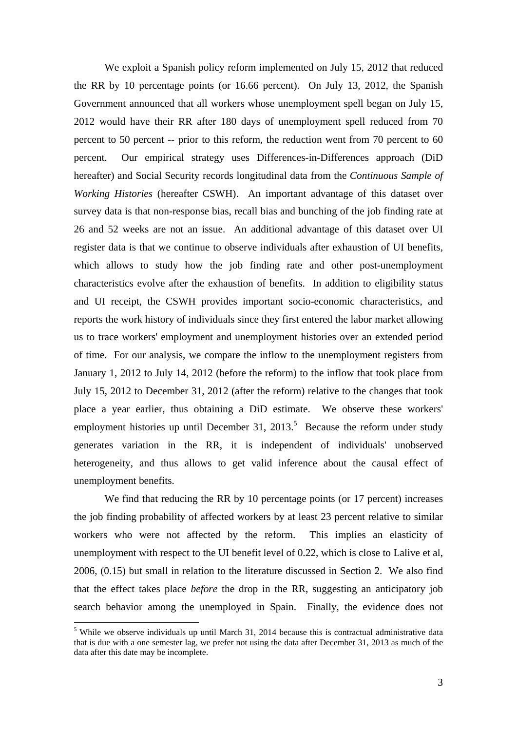We exploit a Spanish policy reform implemented on July 15, 2012 that reduced the RR by 10 percentage points (or 16.66 percent). On July 13, 2012, the Spanish Government announced that all workers whose unemployment spell began on July 15, 2012 would have their RR after 180 days of unemployment spell reduced from 70 percent to 50 percent -- prior to this reform, the reduction went from 70 percent to 60 percent. Our empirical strategy uses Differences-in-Differences approach (DiD hereafter) and Social Security records longitudinal data from the *Continuous Sample of Working Histories* (hereafter CSWH). An important advantage of this dataset over survey data is that non-response bias, recall bias and bunching of the job finding rate at 26 and 52 weeks are not an issue. An additional advantage of this dataset over UI register data is that we continue to observe individuals after exhaustion of UI benefits, which allows to study how the job finding rate and other post-unemployment characteristics evolve after the exhaustion of benefits. In addition to eligibility status and UI receipt, the CSWH provides important socio-economic characteristics, and reports the work history of individuals since they first entered the labor market allowing us to trace workers' employment and unemployment histories over an extended period of time. For our analysis, we compare the inflow to the unemployment registers from January 1, 2012 to July 14, 2012 (before the reform) to the inflow that took place from July 15, 2012 to December 31, 2012 (after the reform) relative to the changes that took place a year earlier, thus obtaining a DiD estimate. We observe these workers' employment histories up until December 31, 2013.[5] Because the reform under study generates variation in the RR, it is independent of individuals' unobserved heterogeneity, and thus allows to get valid inference about the causal effect of unemployment benefits.

We find that reducing the RR by 10 percentage points (or 17 percent) increases the job finding probability of affected workers by at least 23 percent relative to similar workers who were not affected by the reform. This implies an elasticity of unemployment with respect to the UI benefit level of 0.22, which is close to Lalive et al, 2006, (0.15) but small in relation to the literature discussed in Section 2. We also find that the effect takes place *before* the drop in the RR, suggesting an anticipatory job search behavior among the unemployed in Spain. Finally, the evidence does not

[5] While we observe individuals up until March 31, 2014 because this is contractual administrative data that is due with a one semester lag, we prefer not using the data after December 31, 2013 as much of the data after this date may be incomplete.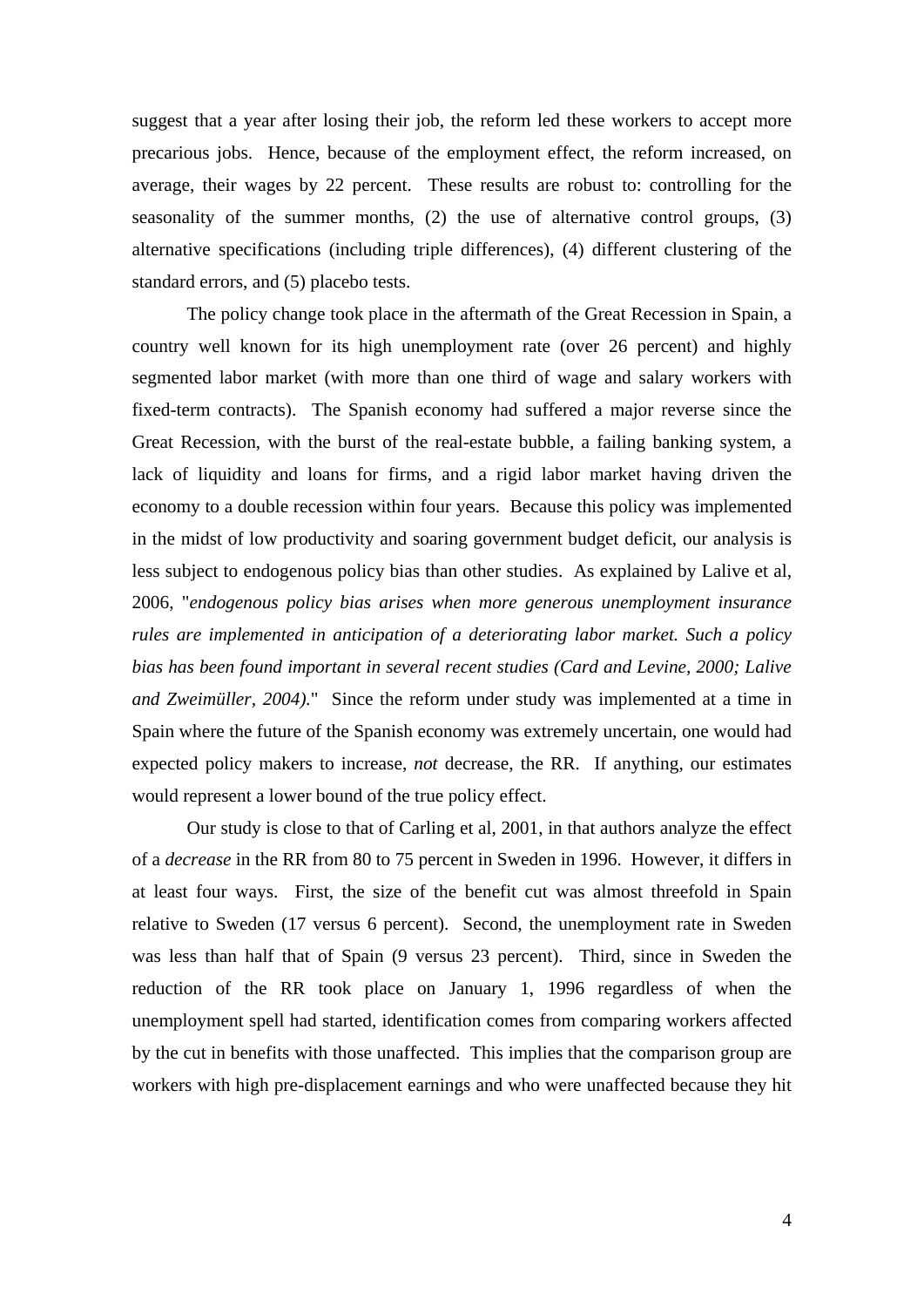suggest that a year after losing their job, the reform led these workers to accept more precarious jobs. Hence, because of the employment effect, the reform increased, on average, their wages by 22 percent. These results are robust to: controlling for the seasonality of the summer months, (2) the use of alternative control groups, (3) alternative specifications (including triple differences), (4) different clustering of the standard errors, and (5) placebo tests.

The policy change took place in the aftermath of the Great Recession in Spain, a country well known for its high unemployment rate (over 26 percent) and highly segmented labor market (with more than one third of wage and salary workers with fixed-term contracts). The Spanish economy had suffered a major reverse since the Great Recession, with the burst of the real-estate bubble, a failing banking system, a lack of liquidity and loans for firms, and a rigid labor market having driven the economy to a double recession within four years. Because this policy was implemented in the midst of low productivity and soaring government budget deficit, our analysis is less subject to endogenous policy bias than other studies. As explained by Lalive et al, 2006, "*endogenous policy bias arises when more generous unemployment insurance rules are implemented in anticipation of a deteriorating labor market. Such a policy bias has been found important in several recent studies (Card and Levine, 2000; Lalive and Zweimüller, 2004).*" Since the reform under study was implemented at a time in Spain where the future of the Spanish economy was extremely uncertain, one would had expected policy makers to increase, *not* decrease, the RR. If anything, our estimates would represent a lower bound of the true policy effect.

Our study is close to that of Carling et al, 2001, in that authors analyze the effect of a *decrease* in the RR from 80 to 75 percent in Sweden in 1996. However, it differs in at least four ways. First, the size of the benefit cut was almost threefold in Spain relative to Sweden (17 versus 6 percent). Second, the unemployment rate in Sweden was less than half that of Spain (9 versus 23 percent). Third, since in Sweden the reduction of the RR took place on January 1, 1996 regardless of when the unemployment spell had started, identification comes from comparing workers affected by the cut in benefits with those unaffected. This implies that the comparison group are workers with high pre-displacement earnings and who were unaffected because they hit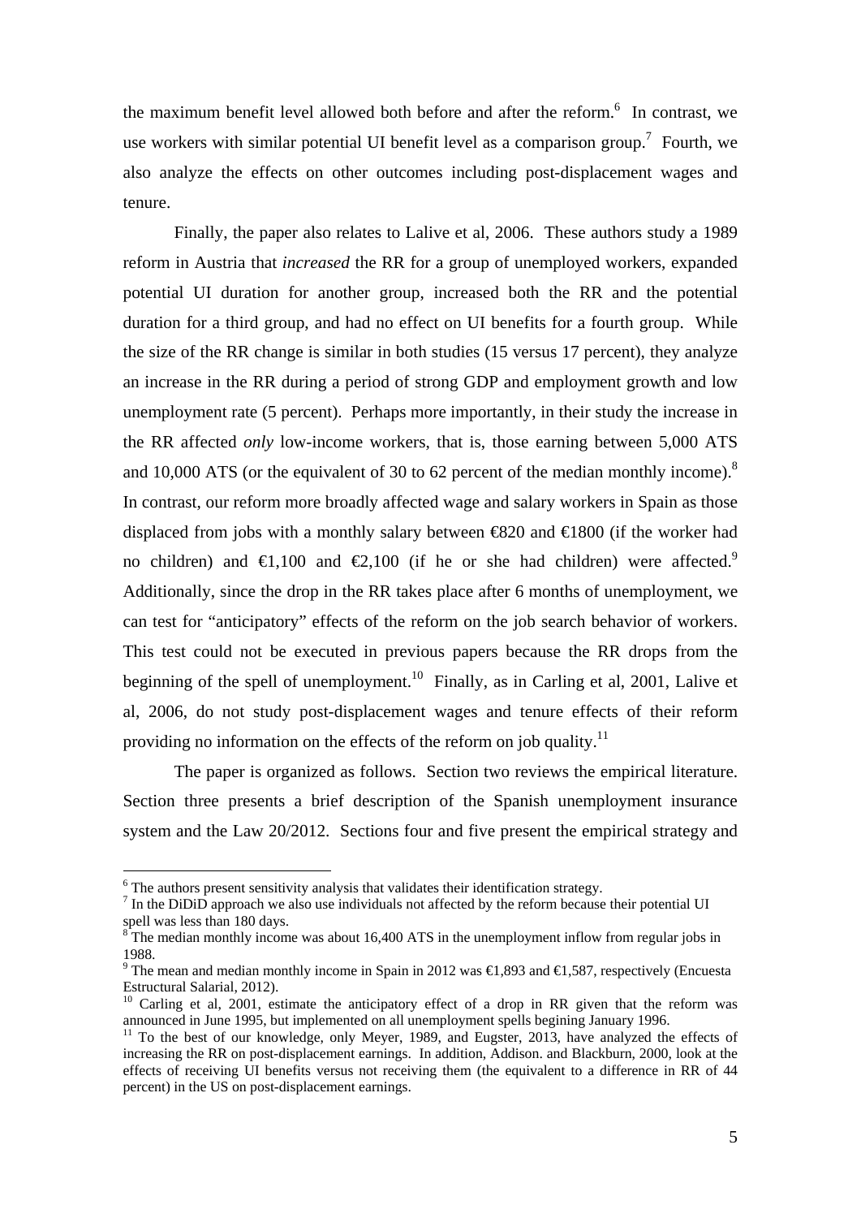the maximum benefit level allowed both before and after the reform.[6] In contrast, we use workers with similar potential UI benefit level as a comparison group.[7] Fourth, we also analyze the effects on other outcomes including post-displacement wages and tenure.

Finally, the paper also relates to Lalive et al, 2006. These authors study a 1989 reform in Austria that *increased* the RR for a group of unemployed workers, expanded potential UI duration for another group, increased both the RR and the potential duration for a third group, and had no effect on UI benefits for a fourth group. While the size of the RR change is similar in both studies (15 versus 17 percent), they analyze an increase in the RR during a period of strong GDP and employment growth and low unemployment rate (5 percent). Perhaps more importantly, in their study the increase in the RR affected *only* low-income workers, that is, those earning between 5,000 ATS and 10,000 ATS (or the equivalent of 30 to 62 percent of the median monthly income).[8] In contrast, our reform more broadly affected wage and salary workers in Spain as those displaced from jobs with a monthly salary between €820 and €1800 (if the worker had no children) and €1,100 and €2,100 (if he or she had children) were affected.[9] Additionally, since the drop in the RR takes place after 6 months of unemployment, we can test for "anticipatory" effects of the reform on the job search behavior of workers. This test could not be executed in previous papers because the RR drops from the beginning of the spell of unemployment.[10] Finally, as in Carling et al, 2001, Lalive et al, 2006, do not study post-displacement wages and tenure effects of their reform providing no information on the effects of the reform on job quality.[11]

The paper is organized as follows. Section two reviews the empirical literature. Section three presents a brief description of the Spanish unemployment insurance system and the Law 20/2012. Sections four and five present the empirical strategy and

---

[6] The authors present sensitivity analysis that validates their identification strategy.

[7] In the DiDiD approach we also use individuals not affected by the reform because their potential UI spell was less than 180 days.

[8] The median monthly income was about 16,400 ATS in the unemployment inflow from regular jobs in 1988.

[9] The mean and median monthly income in Spain in 2012 was €1,893 and €1,587, respectively (Encuesta Estructural Salarial, 2012).

[10] Carling et al, 2001, estimate the anticipatory effect of a drop in RR given that the reform was announced in June 1995, but implemented on all unemployment spells begining January 1996.

[11] To the best of our knowledge, only Meyer, 1989, and Eugster, 2013, have analyzed the effects of increasing the RR on post-displacement earnings. In addition, Addison. and Blackburn, 2000, look at the effects of receiving UI benefits versus not receiving them (the equivalent to a difference in RR of 44 percent) in the US on post-displacement earnings.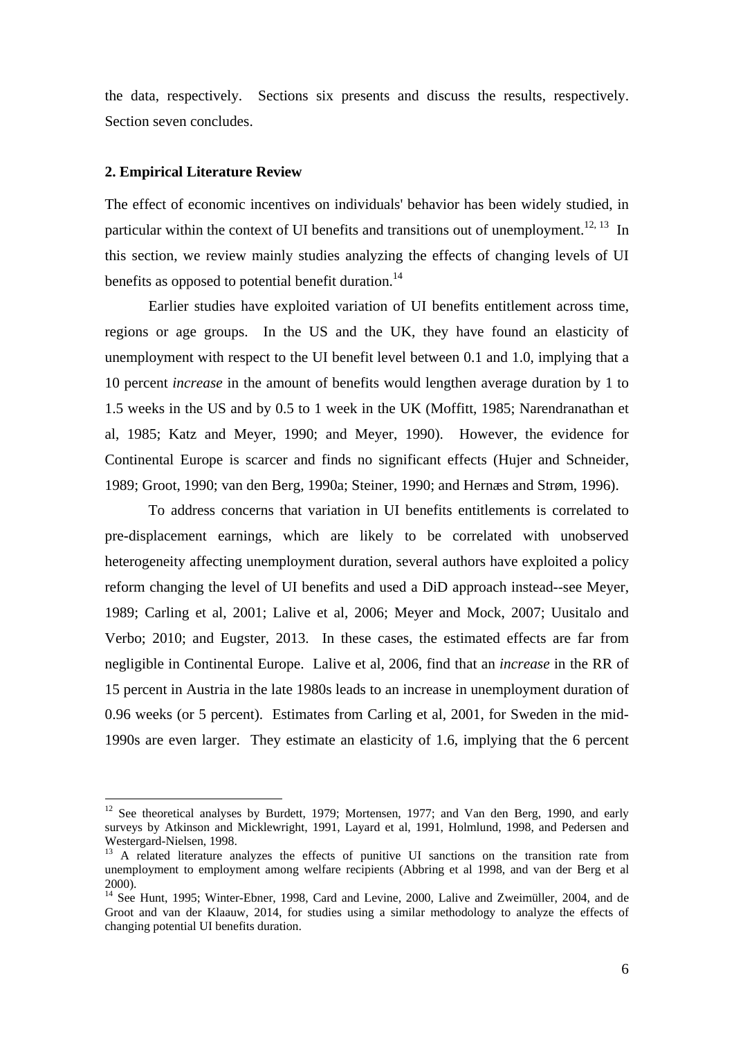the data, respectively. Sections six presents and discuss the results, respectively. Section seven concludes.

## 2. Empirical Literature Review

The effect of economic incentives on individuals' behavior has been widely studied, in particular within the context of UI benefits and transitions out of unemployment.[12, 13] In this section, we review mainly studies analyzing the effects of changing levels of UI benefits as opposed to potential benefit duration.[14]

Earlier studies have exploited variation of UI benefits entitlement across time, regions or age groups. In the US and the UK, they have found an elasticity of unemployment with respect to the UI benefit level between 0.1 and 1.0, implying that a 10 percent *increase* in the amount of benefits would lengthen average duration by 1 to 1.5 weeks in the US and by 0.5 to 1 week in the UK (Moffitt, 1985; Narendranathan et al, 1985; Katz and Meyer, 1990; and Meyer, 1990). However, the evidence for Continental Europe is scarcer and finds no significant effects (Hujer and Schneider, 1989; Groot, 1990; van den Berg, 1990a; Steiner, 1990; and Hernæs and Strøm, 1996).

To address concerns that variation in UI benefits entitlements is correlated to pre-displacement earnings, which are likely to be correlated with unobserved heterogeneity affecting unemployment duration, several authors have exploited a policy reform changing the level of UI benefits and used a DiD approach instead--see Meyer, 1989; Carling et al, 2001; Lalive et al, 2006; Meyer and Mock, 2007; Uusitalo and Verbo; 2010; and Eugster, 2013. In these cases, the estimated effects are far from negligible in Continental Europe. Lalive et al, 2006, find that an *increase* in the RR of 15 percent in Austria in the late 1980s leads to an increase in unemployment duration of 0.96 weeks (or 5 percent). Estimates from Carling et al, 2001, for Sweden in the mid-1990s are even larger. They estimate an elasticity of 1.6, implying that the 6 percent

[12] See theoretical analyses by Burdett, 1979; Mortensen, 1977; and Van den Berg, 1990, and early surveys by Atkinson and Micklewright, 1991, Layard et al, 1991, Holmlund, 1998, and Pedersen and Westergard-Nielsen, 1998.

[13] A related literature analyzes the effects of punitive UI sanctions on the transition rate from unemployment to employment among welfare recipients (Abbring et al 1998, and van der Berg et al 2000).

[14] See Hunt, 1995; Winter-Ebner, 1998, Card and Levine, 2000, Lalive and Zweimüller, 2004, and de Groot and van der Klaauw, 2014, for studies using a similar methodology to analyze the effects of changing potential UI benefits duration.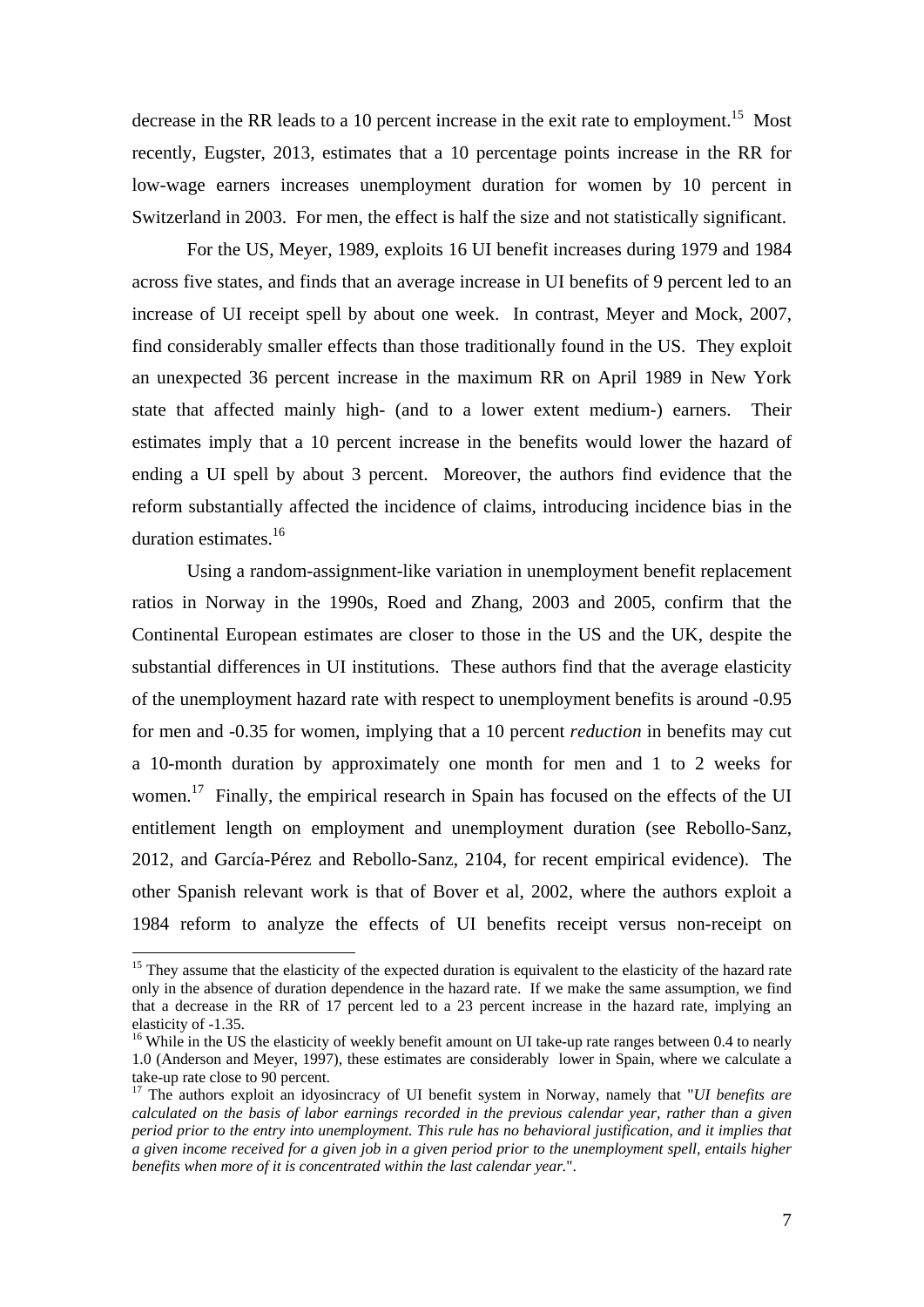decrease in the RR leads to a 10 percent increase in the exit rate to employment.[15] Most recently, Eugster, 2013, estimates that a 10 percentage points increase in the RR for low-wage earners increases unemployment duration for women by 10 percent in Switzerland in 2003. For men, the effect is half the size and not statistically significant.

For the US, Meyer, 1989, exploits 16 UI benefit increases during 1979 and 1984 across five states, and finds that an average increase in UI benefits of 9 percent led to an increase of UI receipt spell by about one week. In contrast, Meyer and Mock, 2007, find considerably smaller effects than those traditionally found in the US. They exploit an unexpected 36 percent increase in the maximum RR on April 1989 in New York state that affected mainly high- (and to a lower extent medium-) earners. Their estimates imply that a 10 percent increase in the benefits would lower the hazard of ending a UI spell by about 3 percent. Moreover, the authors find evidence that the reform substantially affected the incidence of claims, introducing incidence bias in the duration estimates.[16]

Using a random-assignment-like variation in unemployment benefit replacement ratios in Norway in the 1990s, Roed and Zhang, 2003 and 2005, confirm that the Continental European estimates are closer to those in the US and the UK, despite the substantial differences in UI institutions. These authors find that the average elasticity of the unemployment hazard rate with respect to unemployment benefits is around -0.95 for men and -0.35 for women, implying that a 10 percent *reduction* in benefits may cut a 10-month duration by approximately one month for men and 1 to 2 weeks for women.[17] Finally, the empirical research in Spain has focused on the effects of the UI entitlement length on employment and unemployment duration (see Rebollo-Sanz, 2012, and García-Pérez and Rebollo-Sanz, 2104, for recent empirical evidence). The other Spanish relevant work is that of Bover et al, 2002, where the authors exploit a 1984 reform to analyze the effects of UI benefits receipt versus non-receipt on

---

[15] They assume that the elasticity of the expected duration is equivalent to the elasticity of the hazard rate only in the absence of duration dependence in the hazard rate. If we make the same assumption, we find that a decrease in the RR of 17 percent led to a 23 percent increase in the hazard rate, implying an elasticity of -1.35.

[16] While in the US the elasticity of weekly benefit amount on UI take-up rate ranges between 0.4 to nearly 1.0 (Anderson and Meyer, 1997), these estimates are considerably lower in Spain, where we calculate a take-up rate close to 90 percent.

[17] The authors exploit an idyosincracy of UI benefit system in Norway, namely that "*UI benefits are calculated on the basis of labor earnings recorded in the previous calendar year, rather than a given period prior to the entry into unemployment. This rule has no behavioral justification, and it implies that a given income received for a given job in a given period prior to the unemployment spell, entails higher benefits when more of it is concentrated within the last calendar year.*".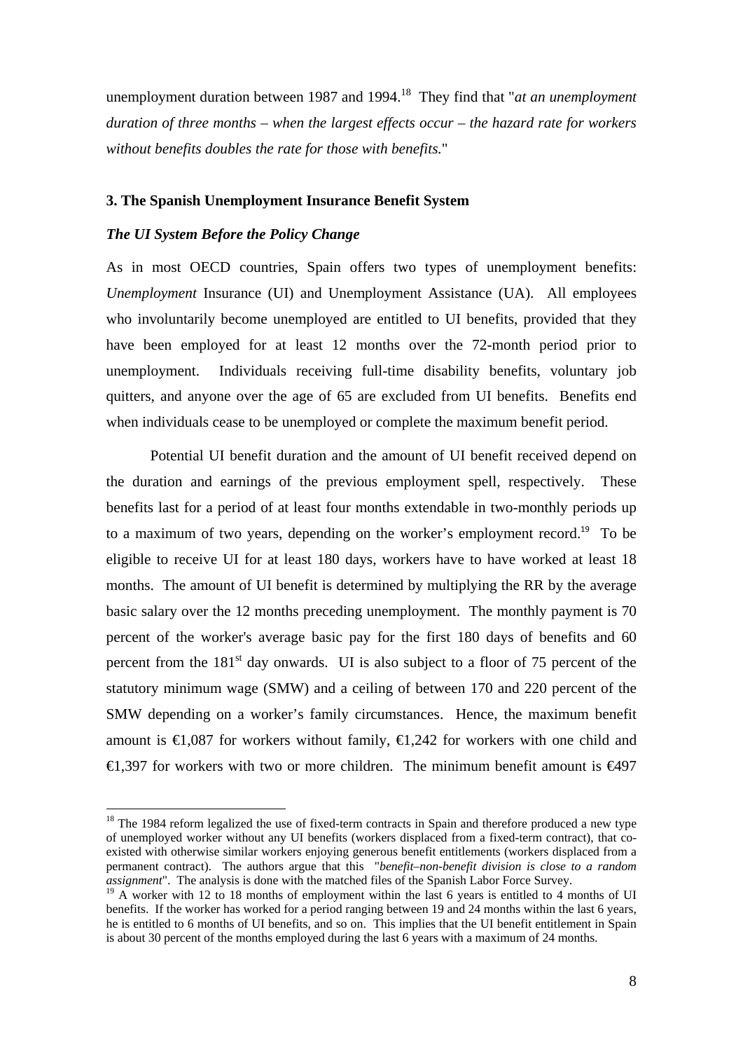unemployment duration between 1987 and 1994.[18] They find that "*at an unemployment duration of three months – when the largest effects occur – the hazard rate for workers without benefits doubles the rate for those with benefits.*"

## 3. The Spanish Unemployment Insurance Benefit System

### *The UI System Before the Policy Change*

As in most OECD countries, Spain offers two types of unemployment benefits: *Unemployment* Insurance (UI) and Unemployment Assistance (UA). All employees who involuntarily become unemployed are entitled to UI benefits, provided that they have been employed for at least 12 months over the 72-month period prior to unemployment. Individuals receiving full-time disability benefits, voluntary job quitters, and anyone over the age of 65 are excluded from UI benefits. Benefits end when individuals cease to be unemployed or complete the maximum benefit period.

Potential UI benefit duration and the amount of UI benefit received depend on the duration and earnings of the previous employment spell, respectively. These benefits last for a period of at least four months extendable in two-monthly periods up to a maximum of two years, depending on the worker's employment record.[19] To be eligible to receive UI for at least 180 days, workers have to have worked at least 18 months. The amount of UI benefit is determined by multiplying the RR by the average basic salary over the 12 months preceding unemployment. The monthly payment is 70 percent of the worker's average basic pay for the first 180 days of benefits and 60 percent from the 181st day onwards. UI is also subject to a floor of 75 percent of the statutory minimum wage (SMW) and a ceiling of between 170 and 220 percent of the SMW depending on a worker's family circumstances. Hence, the maximum benefit amount is €1,087 for workers without family, €1,242 for workers with one child and €1,397 for workers with two or more children. The minimum benefit amount is €497

---

[18] The 1984 reform legalized the use of fixed-term contracts in Spain and therefore produced a new type of unemployed worker without any UI benefits (workers displaced from a fixed-term contract), that co-existed with otherwise similar workers enjoying generous benefit entitlements (workers displaced from a permanent contract). The authors argue that this "*benefit–non-benefit division is close to a random assignment*". The analysis is done with the matched files of the Spanish Labor Force Survey.

[19] A worker with 12 to 18 months of employment within the last 6 years is entitled to 4 months of UI benefits. If the worker has worked for a period ranging between 19 and 24 months within the last 6 years, he is entitled to 6 months of UI benefits, and so on. This implies that the UI benefit entitlement in Spain is about 30 percent of the months employed during the last 6 years with a maximum of 24 months.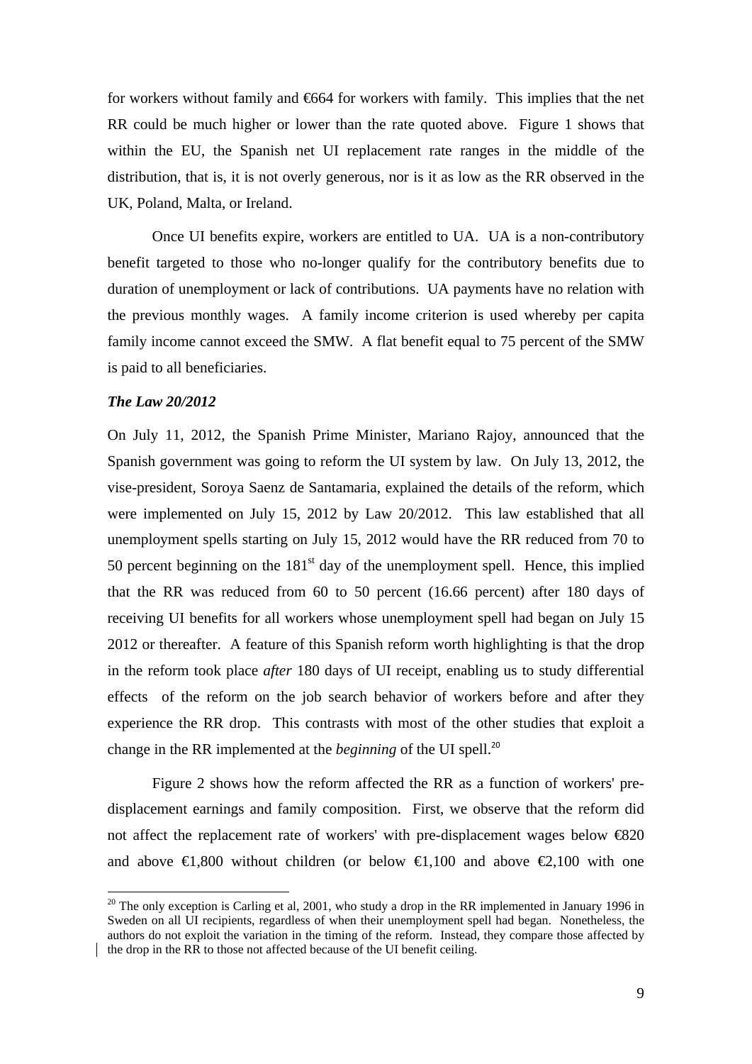for workers without family and €664 for workers with family. This implies that the net RR could be much higher or lower than the rate quoted above. Figure 1 shows that within the EU, the Spanish net UI replacement rate ranges in the middle of the distribution, that is, it is not overly generous, nor is it as low as the RR observed in the UK, Poland, Malta, or Ireland.

Once UI benefits expire, workers are entitled to UA. UA is a non-contributory benefit targeted to those who no-longer qualify for the contributory benefits due to duration of unemployment or lack of contributions. UA payments have no relation with the previous monthly wages. A family income criterion is used whereby per capita family income cannot exceed the SMW. A flat benefit equal to 75 percent of the SMW is paid to all beneficiaries.

### *The Law 20/2012*

On July 11, 2012, the Spanish Prime Minister, Mariano Rajoy, announced that the Spanish government was going to reform the UI system by law. On July 13, 2012, the vise-president, Soroya Saenz de Santamaria, explained the details of the reform, which were implemented on July 15, 2012 by Law 20/2012. This law established that all unemployment spells starting on July 15, 2012 would have the RR reduced from 70 to 50 percent beginning on the 181st day of the unemployment spell. Hence, this implied that the RR was reduced from 60 to 50 percent (16.66 percent) after 180 days of receiving UI benefits for all workers whose unemployment spell had began on July 15 2012 or thereafter. A feature of this Spanish reform worth highlighting is that the drop in the reform took place *after* 180 days of UI receipt, enabling us to study differential effects of the reform on the job search behavior of workers before and after they experience the RR drop. This contrasts with most of the other studies that exploit a change in the RR implemented at the *beginning* of the UI spell.[20]

Figure 2 shows how the reform affected the RR as a function of workers' pre-displacement earnings and family composition. First, we observe that the reform did not affect the replacement rate of workers' with pre-displacement wages below €820 and above €1,800 without children (or below €1,100 and above €2,100 with one

---

[20] The only exception is Carling et al, 2001, who study a drop in the RR implemented in January 1996 in Sweden on all UI recipients, regardless of when their unemployment spell had began. Nonetheless, the authors do not exploit the variation in the timing of the reform. Instead, they compare those affected by the drop in the RR to those not affected because of the UI benefit ceiling.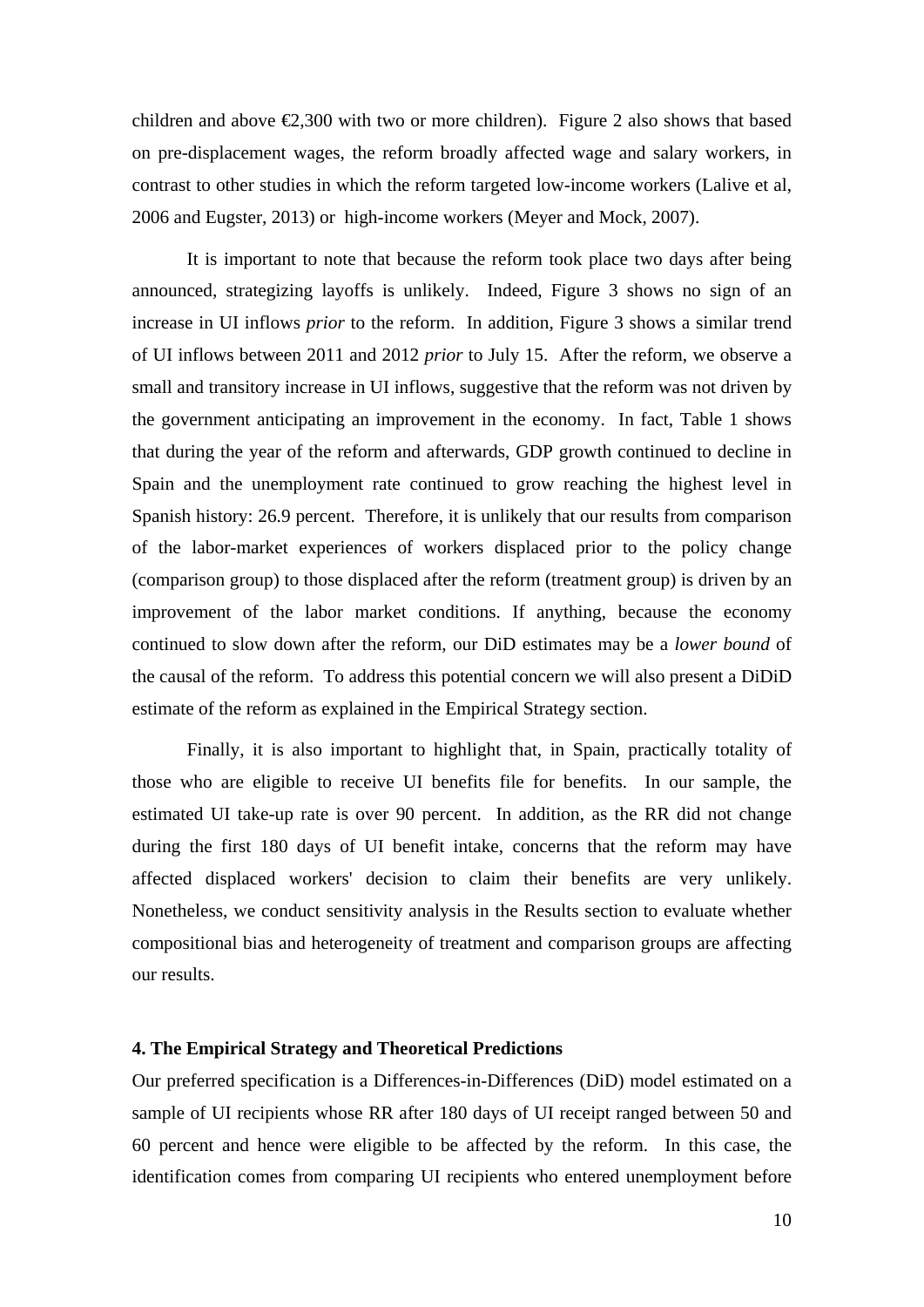children and above €2,300 with two or more children). Figure 2 also shows that based on pre-displacement wages, the reform broadly affected wage and salary workers, in contrast to other studies in which the reform targeted low-income workers (Lalive et al, 2006 and Eugster, 2013) or high-income workers (Meyer and Mock, 2007).

It is important to note that because the reform took place two days after being announced, strategizing layoffs is unlikely. Indeed, Figure 3 shows no sign of an increase in UI inflows *prior* to the reform. In addition, Figure 3 shows a similar trend of UI inflows between 2011 and 2012 *prior* to July 15. After the reform, we observe a small and transitory increase in UI inflows, suggestive that the reform was not driven by the government anticipating an improvement in the economy. In fact, Table 1 shows that during the year of the reform and afterwards, GDP growth continued to decline in Spain and the unemployment rate continued to grow reaching the highest level in Spanish history: 26.9 percent. Therefore, it is unlikely that our results from comparison of the labor-market experiences of workers displaced prior to the policy change (comparison group) to those displaced after the reform (treatment group) is driven by an improvement of the labor market conditions. If anything, because the economy continued to slow down after the reform, our DiD estimates may be a *lower bound* of the causal of the reform. To address this potential concern we will also present a DiDiD estimate of the reform as explained in the Empirical Strategy section.

Finally, it is also important to highlight that, in Spain, practically totality of those who are eligible to receive UI benefits file for benefits. In our sample, the estimated UI take-up rate is over 90 percent. In addition, as the RR did not change during the first 180 days of UI benefit intake, concerns that the reform may have affected displaced workers' decision to claim their benefits are very unlikely. Nonetheless, we conduct sensitivity analysis in the Results section to evaluate whether compositional bias and heterogeneity of treatment and comparison groups are affecting our results.

## 4. The Empirical Strategy and Theoretical Predictions

Our preferred specification is a Differences-in-Differences (DiD) model estimated on a sample of UI recipients whose RR after 180 days of UI receipt ranged between 50 and 60 percent and hence were eligible to be affected by the reform. In this case, the identification comes from comparing UI recipients who entered unemployment before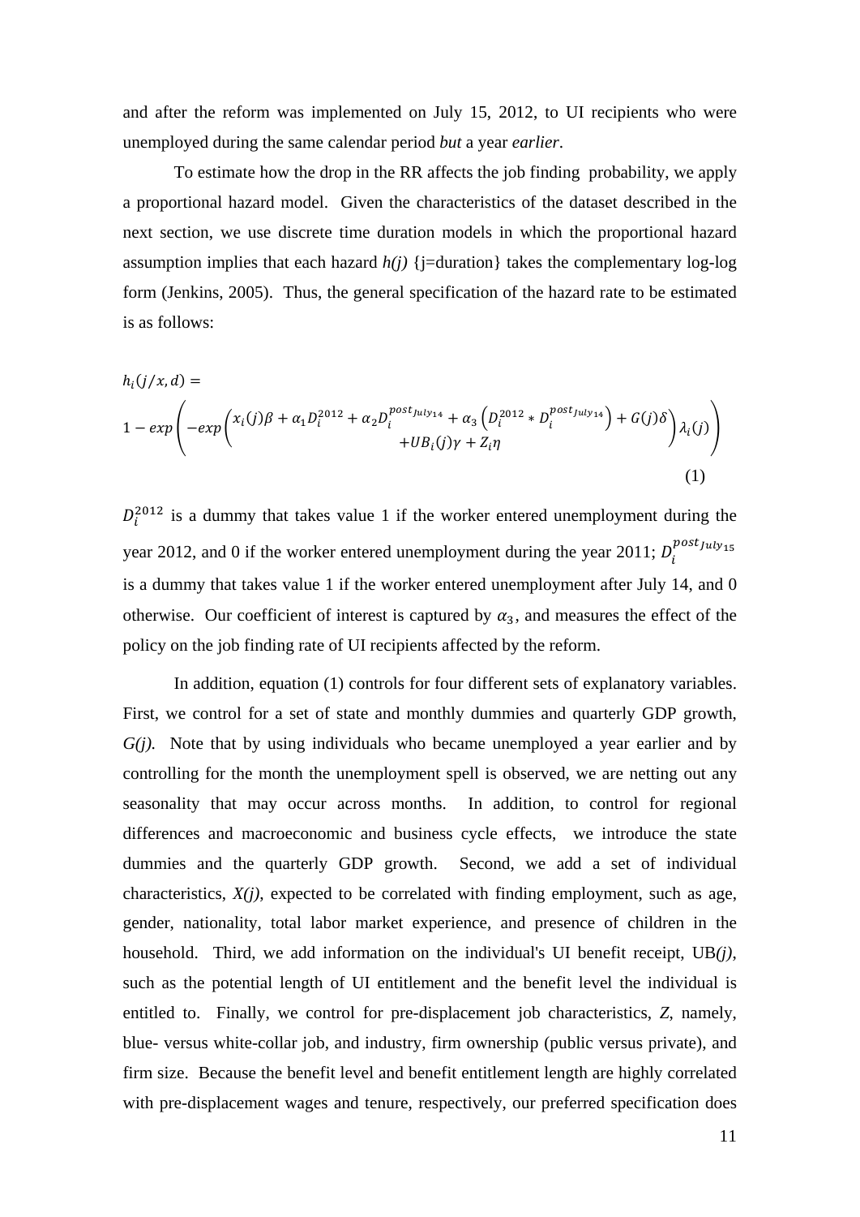and after the reform was implemented on July 15, 2012, to UI recipients who were unemployed during the same calendar period *but* a year *earlier*.

To estimate how the drop in the RR affects the job finding probability, we apply a proportional hazard model. Given the characteristics of the dataset described in the next section, we use discrete time duration models in which the proportional hazard assumption implies that each hazard *h(j)* {j=duration} takes the complementary log-log form (Jenkins, 2005). Thus, the general specification of the hazard rate to be estimated is as follows:

$$h_i(j/x,d) = \\ 1 - exp\left(-exp\begin{pmatrix} x_i(j)\beta + \alpha_1 D_i^{2012} + \alpha_2 D_i^{post_{July_{14}}} + \alpha_3\left(D_i^{2012} * D_i^{post_{July_{14}}}\right) + G(j)\delta \\ +UB_i(j)\gamma + Z_i\eta \end{pmatrix}\lambda_i(j)\right) \tag{1}$$

$D_i^{2012}$ is a dummy that takes value 1 if the worker entered unemployment during the year 2012, and 0 if the worker entered unemployment during the year 2011; $D_i^{post_{July_{15}}}$ is a dummy that takes value 1 if the worker entered unemployment after July 14, and 0 otherwise. Our coefficient of interest is captured by $\alpha_3$, and measures the effect of the policy on the job finding rate of UI recipients affected by the reform.

In addition, equation (1) controls for four different sets of explanatory variables. First, we control for a set of state and monthly dummies and quarterly GDP growth, *G(j)*. Note that by using individuals who became unemployed a year earlier and by controlling for the month the unemployment spell is observed, we are netting out any seasonality that may occur across months. In addition, to control for regional differences and macroeconomic and business cycle effects, we introduce the state dummies and the quarterly GDP growth. Second, we add a set of individual characteristics, *X(j)*, expected to be correlated with finding employment, such as age, gender, nationality, total labor market experience, and presence of children in the household. Third, we add information on the individual's UI benefit receipt, UB*(j)*, such as the potential length of UI entitlement and the benefit level the individual is entitled to. Finally, we control for pre-displacement job characteristics, *Z*, namely, blue- versus white-collar job, and industry, firm ownership (public versus private), and firm size. Because the benefit level and benefit entitlement length are highly correlated with pre-displacement wages and tenure, respectively, our preferred specification does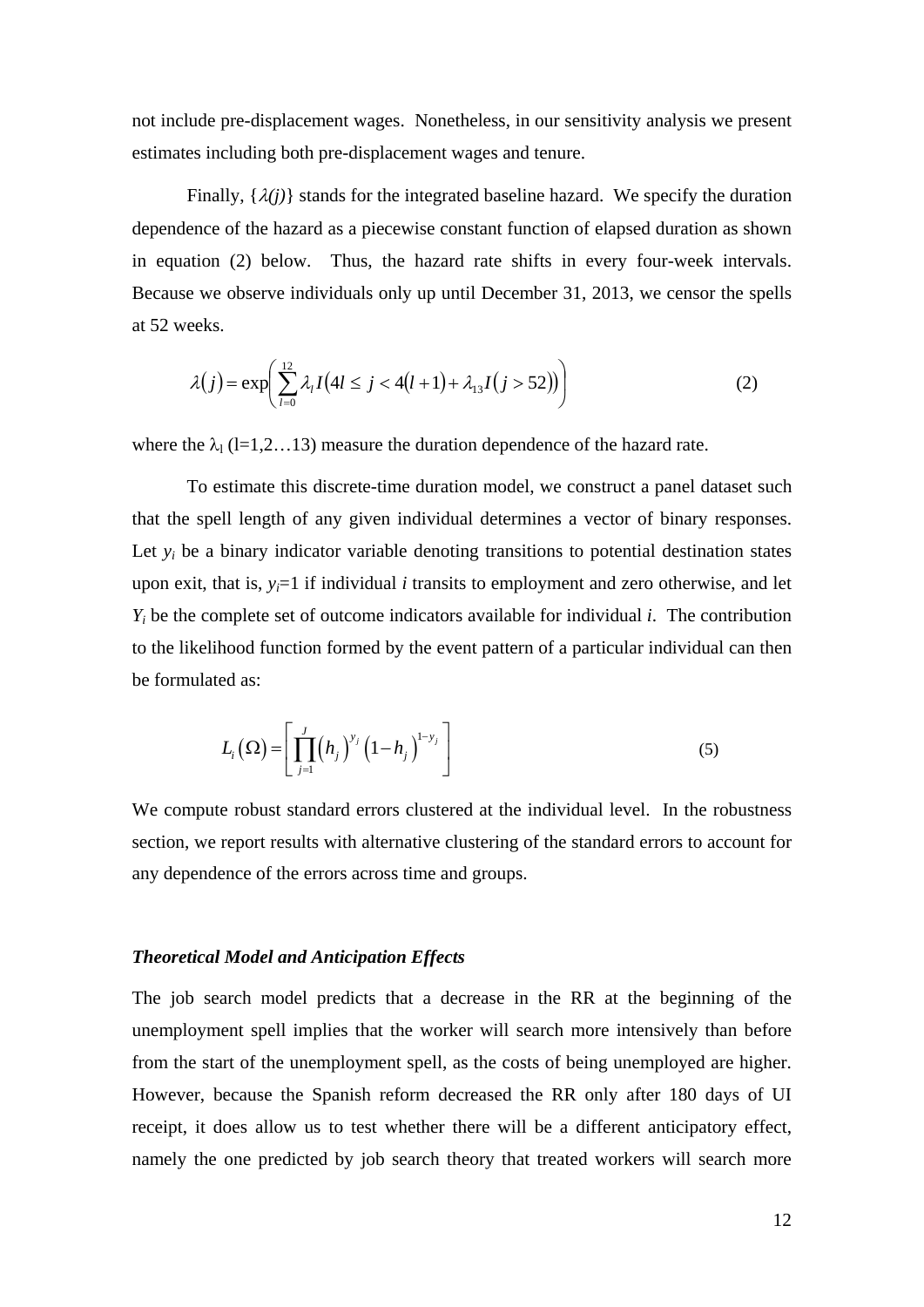not include pre-displacement wages. Nonetheless, in our sensitivity analysis we present estimates including both pre-displacement wages and tenure.

Finally, $\{\lambda(j)\}$ stands for the integrated baseline hazard. We specify the duration dependence of the hazard as a piecewise constant function of elapsed duration as shown in equation (2) below. Thus, the hazard rate shifts in every four-week intervals. Because we observe individuals only up until December 31, 2013, we censor the spells at 52 weeks.

$$\lambda(j) = \exp\left(\sum_{l=0}^{12} \lambda_l I(4l \leq j < 4(l+1)) + \lambda_{13} I(j > 52)\right) \tag{2}$$

where the $\lambda_l$ (l=1,2…13) measure the duration dependence of the hazard rate.

To estimate this discrete-time duration model, we construct a panel dataset such that the spell length of any given individual determines a vector of binary responses. Let $y_i$ be a binary indicator variable denoting transitions to potential destination states upon exit, that is, $y_i$=1 if individual *i* transits to employment and zero otherwise, and let $Y_i$ be the complete set of outcome indicators available for individual *i*. The contribution to the likelihood function formed by the event pattern of a particular individual can then be formulated as:

$$L_i(\Omega) = \left[\prod_{j=1}^{J} (h_j)^{y_j} (1-h_j)^{1-y_j}\right] \tag{5}$$

We compute robust standard errors clustered at the individual level. In the robustness section, we report results with alternative clustering of the standard errors to account for any dependence of the errors across time and groups.

### *Theoretical Model and Anticipation Effects*

The job search model predicts that a decrease in the RR at the beginning of the unemployment spell implies that the worker will search more intensively than before from the start of the unemployment spell, as the costs of being unemployed are higher. However, because the Spanish reform decreased the RR only after 180 days of UI receipt, it does allow us to test whether there will be a different anticipatory effect, namely the one predicted by job search theory that treated workers will search more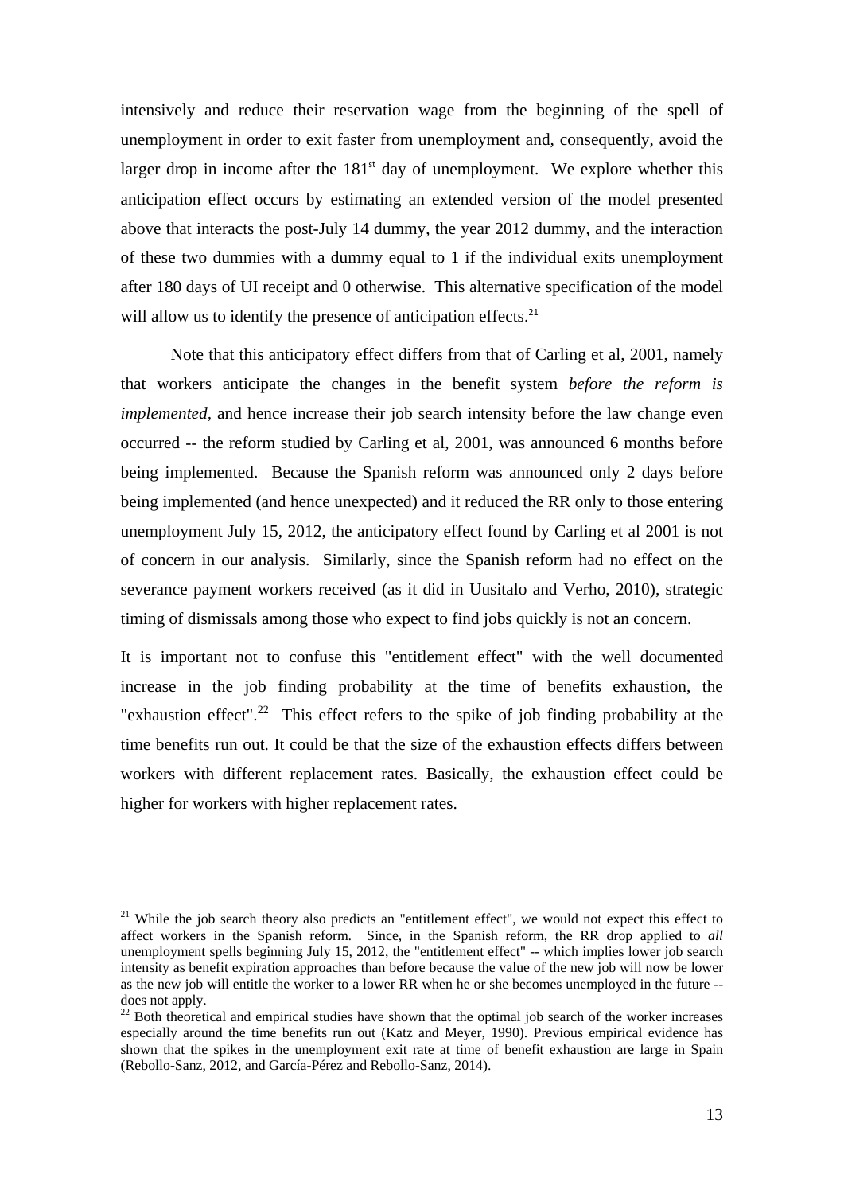intensively and reduce their reservation wage from the beginning of the spell of unemployment in order to exit faster from unemployment and, consequently, avoid the larger drop in income after the $181^{st}$ day of unemployment. We explore whether this anticipation effect occurs by estimating an extended version of the model presented above that interacts the post-July 14 dummy, the year 2012 dummy, and the interaction of these two dummies with a dummy equal to 1 if the individual exits unemployment after 180 days of UI receipt and 0 otherwise. This alternative specification of the model will allow us to identify the presence of anticipation effects.[21]

Note that this anticipatory effect differs from that of Carling et al, 2001, namely that workers anticipate the changes in the benefit system *before the reform is implemented,* and hence increase their job search intensity before the law change even occurred -- the reform studied by Carling et al, 2001, was announced 6 months before being implemented. Because the Spanish reform was announced only 2 days before being implemented (and hence unexpected) and it reduced the RR only to those entering unemployment July 15, 2012, the anticipatory effect found by Carling et al 2001 is not of concern in our analysis. Similarly, since the Spanish reform had no effect on the severance payment workers received (as it did in Uusitalo and Verho, 2010), strategic timing of dismissals among those who expect to find jobs quickly is not an concern.

It is important not to confuse this "entitlement effect" with the well documented increase in the job finding probability at the time of benefits exhaustion, the "exhaustion effect".[22] This effect refers to the spike of job finding probability at the time benefits run out. It could be that the size of the exhaustion effects differs between workers with different replacement rates. Basically, the exhaustion effect could be higher for workers with higher replacement rates.

---

[21] While the job search theory also predicts an "entitlement effect", we would not expect this effect to affect workers in the Spanish reform. Since, in the Spanish reform, the RR drop applied to *all* unemployment spells beginning July 15, 2012, the "entitlement effect" -- which implies lower job search intensity as benefit expiration approaches than before because the value of the new job will now be lower as the new job will entitle the worker to a lower RR when he or she becomes unemployed in the future -- does not apply.

[22] Both theoretical and empirical studies have shown that the optimal job search of the worker increases especially around the time benefits run out (Katz and Meyer, 1990). Previous empirical evidence has shown that the spikes in the unemployment exit rate at time of benefit exhaustion are large in Spain (Rebollo-Sanz, 2012, and García-Pérez and Rebollo-Sanz, 2014).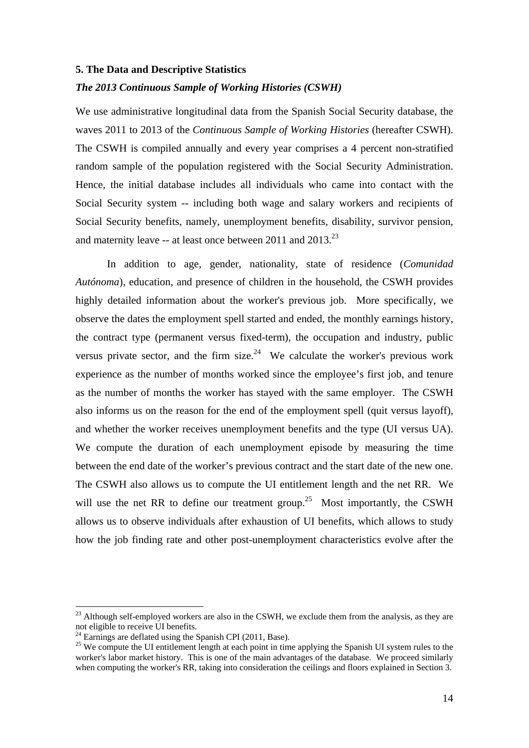### 5. The Data and Descriptive Statistics

***The 2013 Continuous Sample of Working Histories (CSWH)***

We use administrative longitudinal data from the Spanish Social Security database, the waves 2011 to 2013 of the *Continuous Sample of Working Histories* (hereafter CSWH). The CSWH is compiled annually and every year comprises a 4 percent non-stratified random sample of the population registered with the Social Security Administration. Hence, the initial database includes all individuals who came into contact with the Social Security system -- including both wage and salary workers and recipients of Social Security benefits, namely, unemployment benefits, disability, survivor pension, and maternity leave -- at least once between 2011 and 2013.[23]

In addition to age, gender, nationality, state of residence (*Comunidad Autónoma*), education, and presence of children in the household, the CSWH provides highly detailed information about the worker's previous job. More specifically, we observe the dates the employment spell started and ended, the monthly earnings history, the contract type (permanent versus fixed-term), the occupation and industry, public versus private sector, and the firm size.[24] We calculate the worker's previous work experience as the number of months worked since the employee's first job, and tenure as the number of months the worker has stayed with the same employer. The CSWH also informs us on the reason for the end of the employment spell (quit versus layoff), and whether the worker receives unemployment benefits and the type (UI versus UA). We compute the duration of each unemployment episode by measuring the time between the end date of the worker's previous contract and the start date of the new one. The CSWH also allows us to compute the UI entitlement length and the net RR. We will use the net RR to define our treatment group.[25] Most importantly, the CSWH allows us to observe individuals after exhaustion of UI benefits, which allows to study how the job finding rate and other post-unemployment characteristics evolve after the

---

[23] Although self-employed workers are also in the CSWH, we exclude them from the analysis, as they are not eligible to receive UI benefits.

[24] Earnings are deflated using the Spanish CPI (2011, Base).

[25] We compute the UI entitlement length at each point in time applying the Spanish UI system rules to the worker's labor market history. This is one of the main advantages of the database. We proceed similarly when computing the worker's RR, taking into consideration the ceilings and floors explained in Section 3.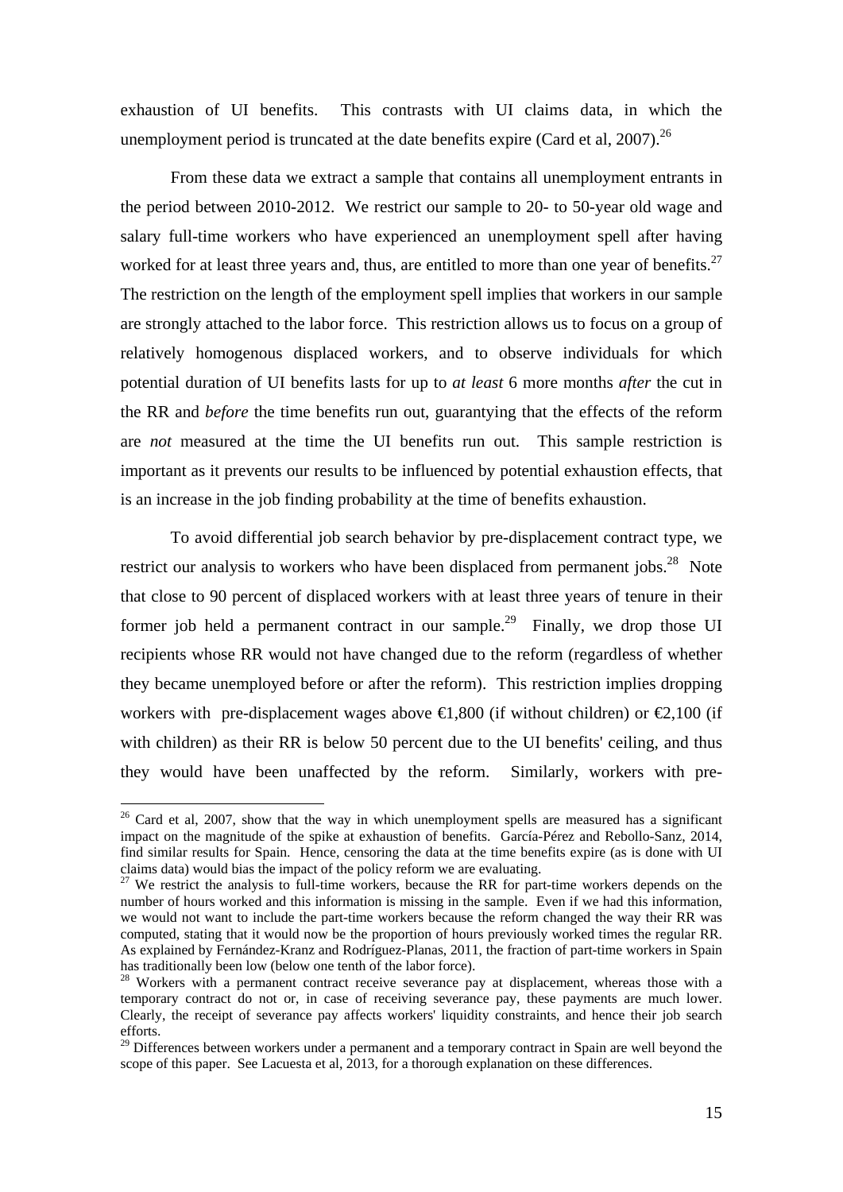exhaustion of UI benefits. This contrasts with UI claims data, in which the unemployment period is truncated at the date benefits expire (Card et al, 2007).[26]

From these data we extract a sample that contains all unemployment entrants in the period between 2010-2012. We restrict our sample to 20- to 50-year old wage and salary full-time workers who have experienced an unemployment spell after having worked for at least three years and, thus, are entitled to more than one year of benefits.[27] The restriction on the length of the employment spell implies that workers in our sample are strongly attached to the labor force. This restriction allows us to focus on a group of relatively homogenous displaced workers, and to observe individuals for which potential duration of UI benefits lasts for up to *at least* 6 more months *after* the cut in the RR and *before* the time benefits run out, guarantying that the effects of the reform are *not* measured at the time the UI benefits run out. This sample restriction is important as it prevents our results to be influenced by potential exhaustion effects, that is an increase in the job finding probability at the time of benefits exhaustion.

To avoid differential job search behavior by pre-displacement contract type, we restrict our analysis to workers who have been displaced from permanent jobs.[28] Note that close to 90 percent of displaced workers with at least three years of tenure in their former job held a permanent contract in our sample.[29] Finally, we drop those UI recipients whose RR would not have changed due to the reform (regardless of whether they became unemployed before or after the reform). This restriction implies dropping workers with pre-displacement wages above €1,800 (if without children) or €2,100 (if with children) as their RR is below 50 percent due to the UI benefits' ceiling, and thus they would have been unaffected by the reform. Similarly, workers with pre-

---

[26] Card et al, 2007, show that the way in which unemployment spells are measured has a significant impact on the magnitude of the spike at exhaustion of benefits. García-Pérez and Rebollo-Sanz, 2014, find similar results for Spain. Hence, censoring the data at the time benefits expire (as is done with UI claims data) would bias the impact of the policy reform we are evaluating.

[27] We restrict the analysis to full-time workers, because the RR for part-time workers depends on the number of hours worked and this information is missing in the sample. Even if we had this information, we would not want to include the part-time workers because the reform changed the way their RR was computed, stating that it would now be the proportion of hours previously worked times the regular RR. As explained by Fernández-Kranz and Rodríguez-Planas, 2011, the fraction of part-time workers in Spain has traditionally been low (below one tenth of the labor force).

[28] Workers with a permanent contract receive severance pay at displacement, whereas those with a temporary contract do not or, in case of receiving severance pay, these payments are much lower. Clearly, the receipt of severance pay affects workers' liquidity constraints, and hence their job search efforts.

[29] Differences between workers under a permanent and a temporary contract in Spain are well beyond the scope of this paper. See Lacuesta et al, 2013, for a thorough explanation on these differences.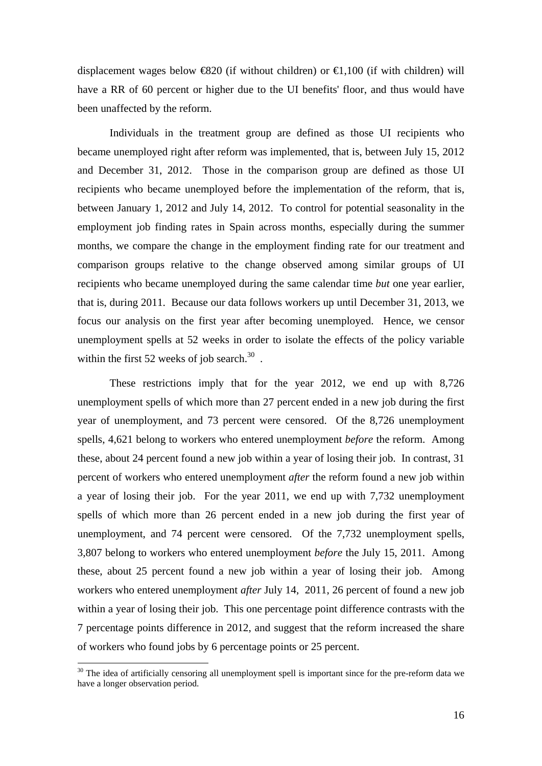displacement wages below €820 (if without children) or €1,100 (if with children) will have a RR of 60 percent or higher due to the UI benefits' floor, and thus would have been unaffected by the reform.

Individuals in the treatment group are defined as those UI recipients who became unemployed right after reform was implemented, that is, between July 15, 2012 and December 31, 2012. Those in the comparison group are defined as those UI recipients who became unemployed before the implementation of the reform, that is, between January 1, 2012 and July 14, 2012. To control for potential seasonality in the employment job finding rates in Spain across months, especially during the summer months, we compare the change in the employment finding rate for our treatment and comparison groups relative to the change observed among similar groups of UI recipients who became unemployed during the same calendar time *but* one year earlier, that is, during 2011. Because our data follows workers up until December 31, 2013, we focus our analysis on the first year after becoming unemployed. Hence, we censor unemployment spells at 52 weeks in order to isolate the effects of the policy variable within the first 52 weeks of job search.[30] .

These restrictions imply that for the year 2012, we end up with 8,726 unemployment spells of which more than 27 percent ended in a new job during the first year of unemployment, and 73 percent were censored. Of the 8,726 unemployment spells, 4,621 belong to workers who entered unemployment *before* the reform. Among these, about 24 percent found a new job within a year of losing their job. In contrast, 31 percent of workers who entered unemployment *after* the reform found a new job within a year of losing their job. For the year 2011, we end up with 7,732 unemployment spells of which more than 26 percent ended in a new job during the first year of unemployment, and 74 percent were censored. Of the 7,732 unemployment spells, 3,807 belong to workers who entered unemployment *before* the July 15, 2011. Among these, about 25 percent found a new job within a year of losing their job. Among workers who entered unemployment *after* July 14, 2011, 26 percent of found a new job within a year of losing their job. This one percentage point difference contrasts with the 7 percentage points difference in 2012, and suggest that the reform increased the share of workers who found jobs by 6 percentage points or 25 percent.

[30] The idea of artificially censoring all unemployment spell is important since for the pre-reform data we have a longer observation period.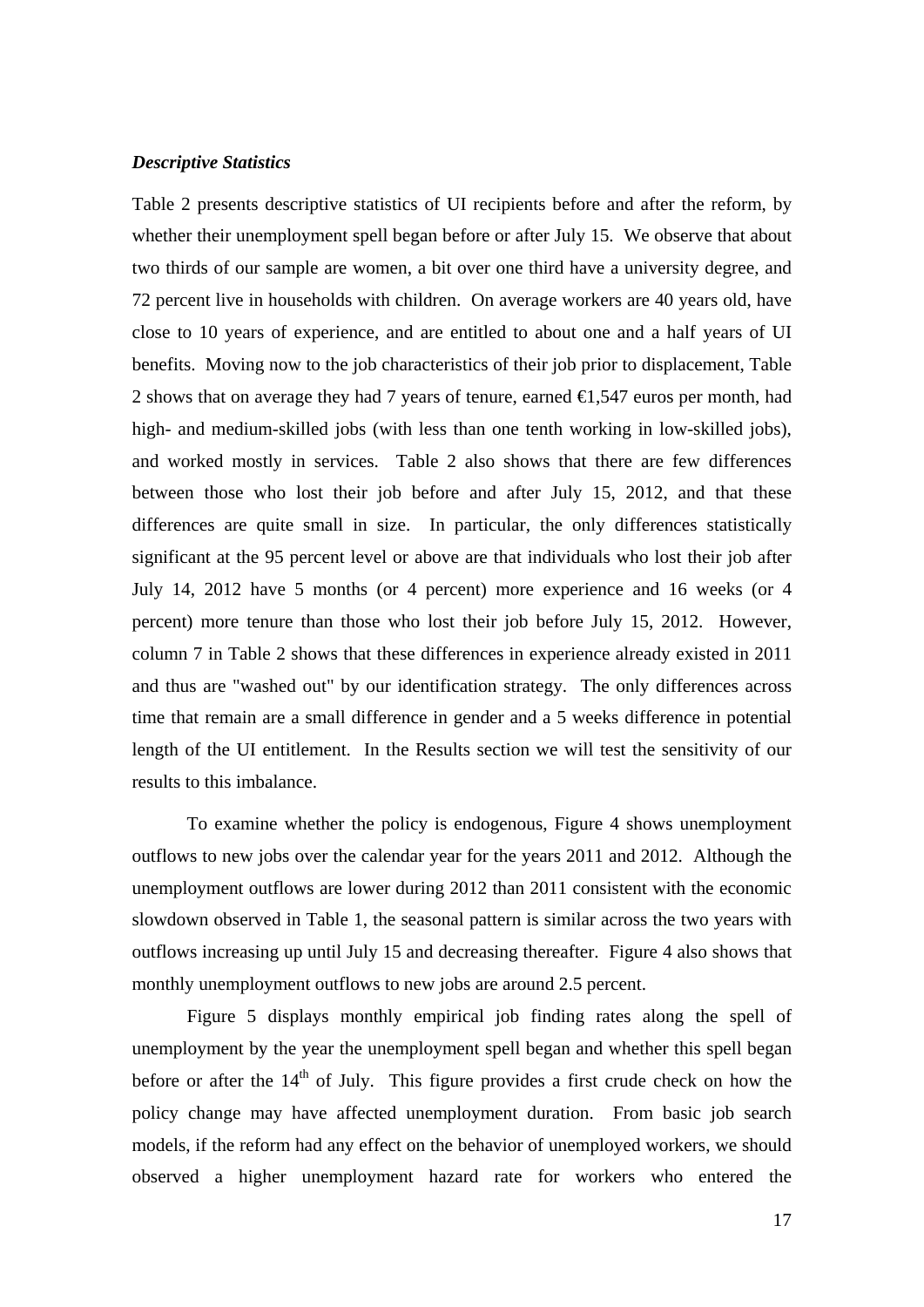***Descriptive Statistics***

Table 2 presents descriptive statistics of UI recipients before and after the reform, by whether their unemployment spell began before or after July 15. We observe that about two thirds of our sample are women, a bit over one third have a university degree, and 72 percent live in households with children. On average workers are 40 years old, have close to 10 years of experience, and are entitled to about one and a half years of UI benefits. Moving now to the job characteristics of their job prior to displacement, Table 2 shows that on average they had 7 years of tenure, earned €1,547 euros per month, had high- and medium-skilled jobs (with less than one tenth working in low-skilled jobs), and worked mostly in services. Table 2 also shows that there are few differences between those who lost their job before and after July 15, 2012, and that these differences are quite small in size. In particular, the only differences statistically significant at the 95 percent level or above are that individuals who lost their job after July 14, 2012 have 5 months (or 4 percent) more experience and 16 weeks (or 4 percent) more tenure than those who lost their job before July 15, 2012. However, column 7 in Table 2 shows that these differences in experience already existed in 2011 and thus are "washed out" by our identification strategy. The only differences across time that remain are a small difference in gender and a 5 weeks difference in potential length of the UI entitlement. In the Results section we will test the sensitivity of our results to this imbalance.

To examine whether the policy is endogenous, Figure 4 shows unemployment outflows to new jobs over the calendar year for the years 2011 and 2012. Although the unemployment outflows are lower during 2012 than 2011 consistent with the economic slowdown observed in Table 1, the seasonal pattern is similar across the two years with outflows increasing up until July 15 and decreasing thereafter. Figure 4 also shows that monthly unemployment outflows to new jobs are around 2.5 percent.

Figure 5 displays monthly empirical job finding rates along the spell of unemployment by the year the unemployment spell began and whether this spell began before or after the 14th of July. This figure provides a first crude check on how the policy change may have affected unemployment duration. From basic job search models, if the reform had any effect on the behavior of unemployed workers, we should observed a higher unemployment hazard rate for workers who entered the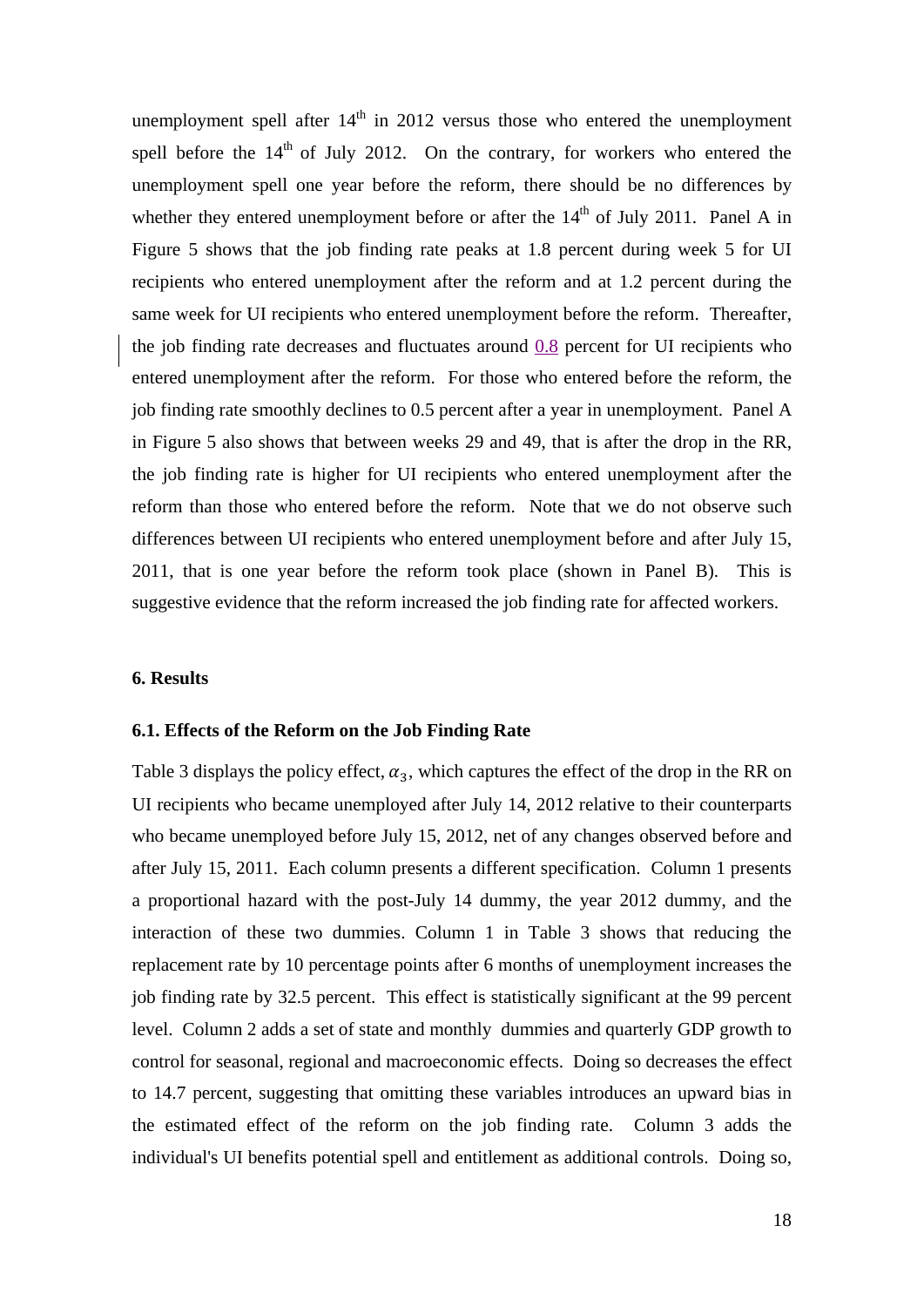unemployment spell after 14th in 2012 versus those who entered the unemployment spell before the 14th of July 2012. On the contrary, for workers who entered the unemployment spell one year before the reform, there should be no differences by whether they entered unemployment before or after the 14th of July 2011. Panel A in Figure 5 shows that the job finding rate peaks at 1.8 percent during week 5 for UI recipients who entered unemployment after the reform and at 1.2 percent during the same week for UI recipients who entered unemployment before the reform. Thereafter, the job finding rate decreases and fluctuates around 0.8 percent for UI recipients who entered unemployment after the reform. For those who entered before the reform, the job finding rate smoothly declines to 0.5 percent after a year in unemployment. Panel A in Figure 5 also shows that between weeks 29 and 49, that is after the drop in the RR, the job finding rate is higher for UI recipients who entered unemployment after the reform than those who entered before the reform. Note that we do not observe such differences between UI recipients who entered unemployment before and after July 15, 2011, that is one year before the reform took place (shown in Panel B). This is suggestive evidence that the reform increased the job finding rate for affected workers.

## 6. Results

### 6.1. Effects of the Reform on the Job Finding Rate

Table 3 displays the policy effect, $\alpha_3$, which captures the effect of the drop in the RR on UI recipients who became unemployed after July 14, 2012 relative to their counterparts who became unemployed before July 15, 2012, net of any changes observed before and after July 15, 2011. Each column presents a different specification. Column 1 presents a proportional hazard with the post-July 14 dummy, the year 2012 dummy, and the interaction of these two dummies. Column 1 in Table 3 shows that reducing the replacement rate by 10 percentage points after 6 months of unemployment increases the job finding rate by 32.5 percent. This effect is statistically significant at the 99 percent level. Column 2 adds a set of state and monthly dummies and quarterly GDP growth to control for seasonal, regional and macroeconomic effects. Doing so decreases the effect to 14.7 percent, suggesting that omitting these variables introduces an upward bias in the estimated effect of the reform on the job finding rate. Column 3 adds the individual's UI benefits potential spell and entitlement as additional controls. Doing so,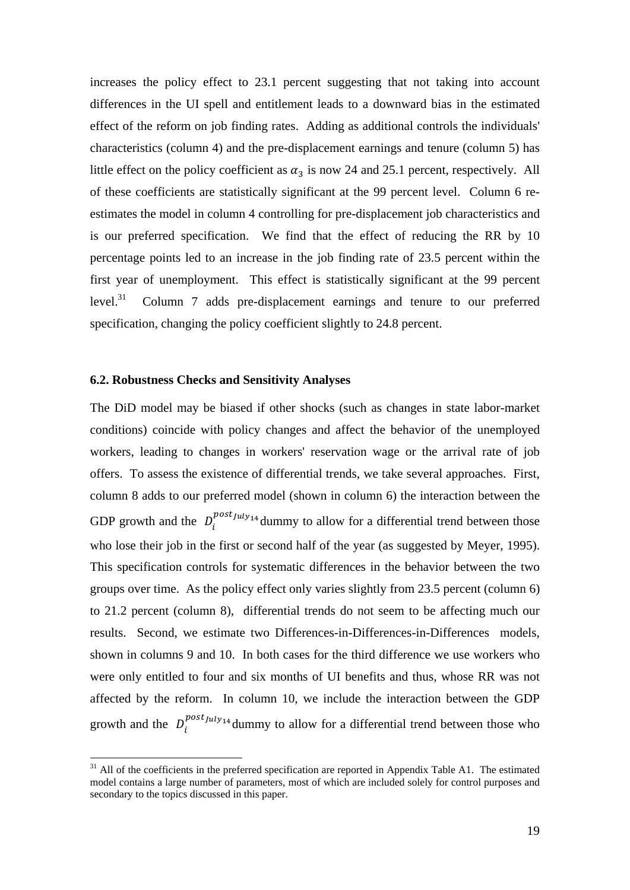increases the policy effect to 23.1 percent suggesting that not taking into account differences in the UI spell and entitlement leads to a downward bias in the estimated effect of the reform on job finding rates. Adding as additional controls the individuals' characteristics (column 4) and the pre-displacement earnings and tenure (column 5) has little effect on the policy coefficient as $\alpha_3$ is now 24 and 25.1 percent, respectively. All of these coefficients are statistically significant at the 99 percent level. Column 6 re-estimates the model in column 4 controlling for pre-displacement job characteristics and is our preferred specification. We find that the effect of reducing the RR by 10 percentage points led to an increase in the job finding rate of 23.5 percent within the first year of unemployment. This effect is statistically significant at the 99 percent level.[31] Column 7 adds pre-displacement earnings and tenure to our preferred specification, changing the policy coefficient slightly to 24.8 percent.

### 6.2. Robustness Checks and Sensitivity Analyses

The DiD model may be biased if other shocks (such as changes in state labor-market conditions) coincide with policy changes and affect the behavior of the unemployed workers, leading to changes in workers' reservation wage or the arrival rate of job offers. To assess the existence of differential trends, we take several approaches. First, column 8 adds to our preferred model (shown in column 6) the interaction between the GDP growth and the $D_i^{post_{July14}}$ dummy to allow for a differential trend between those who lose their job in the first or second half of the year (as suggested by Meyer, 1995). This specification controls for systematic differences in the behavior between the two groups over time. As the policy effect only varies slightly from 23.5 percent (column 6) to 21.2 percent (column 8), differential trends do not seem to be affecting much our results. Second, we estimate two Differences-in-Differences-in-Differences models, shown in columns 9 and 10. In both cases for the third difference we use workers who were only entitled to four and six months of UI benefits and thus, whose RR was not affected by the reform. In column 10, we include the interaction between the GDP growth and the $D_i^{post_{July14}}$ dummy to allow for a differential trend between those who

[31] All of the coefficients in the preferred specification are reported in Appendix Table A1. The estimated model contains a large number of parameters, most of which are included solely for control purposes and secondary to the topics discussed in this paper.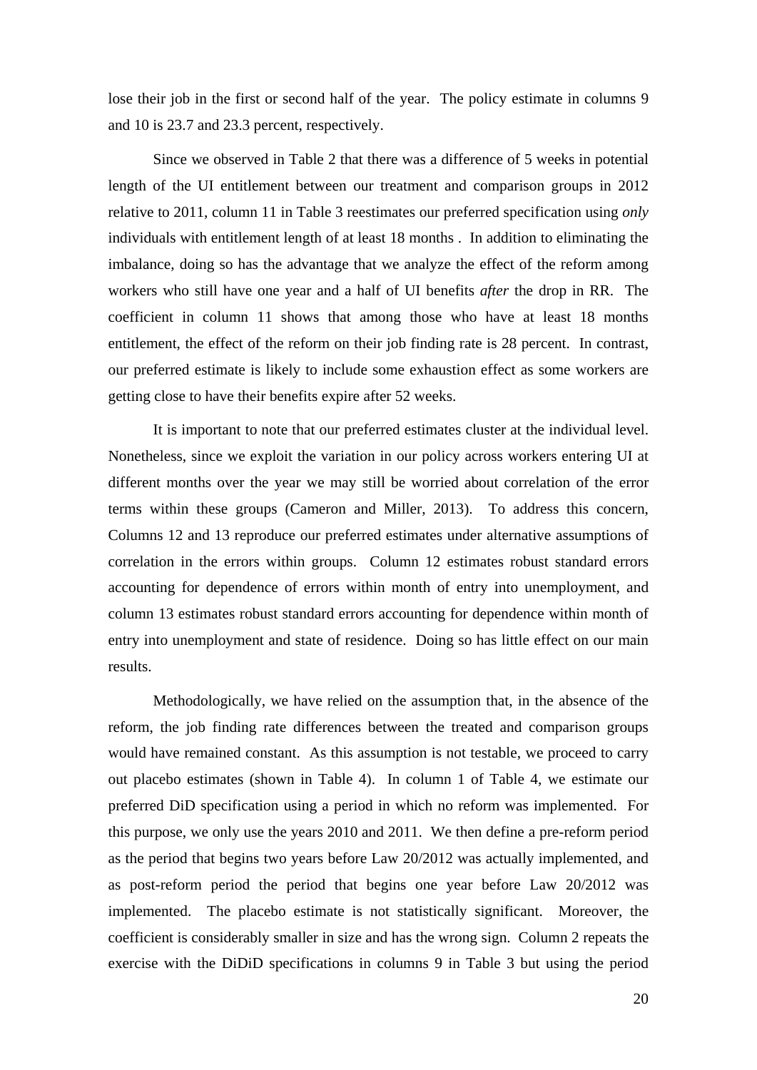lose their job in the first or second half of the year. The policy estimate in columns 9 and 10 is 23.7 and 23.3 percent, respectively.

Since we observed in Table 2 that there was a difference of 5 weeks in potential length of the UI entitlement between our treatment and comparison groups in 2012 relative to 2011, column 11 in Table 3 reestimates our preferred specification using *only* individuals with entitlement length of at least 18 months . In addition to eliminating the imbalance, doing so has the advantage that we analyze the effect of the reform among workers who still have one year and a half of UI benefits *after* the drop in RR. The coefficient in column 11 shows that among those who have at least 18 months entitlement, the effect of the reform on their job finding rate is 28 percent. In contrast, our preferred estimate is likely to include some exhaustion effect as some workers are getting close to have their benefits expire after 52 weeks.

It is important to note that our preferred estimates cluster at the individual level. Nonetheless, since we exploit the variation in our policy across workers entering UI at different months over the year we may still be worried about correlation of the error terms within these groups (Cameron and Miller, 2013). To address this concern, Columns 12 and 13 reproduce our preferred estimates under alternative assumptions of correlation in the errors within groups. Column 12 estimates robust standard errors accounting for dependence of errors within month of entry into unemployment, and column 13 estimates robust standard errors accounting for dependence within month of entry into unemployment and state of residence. Doing so has little effect on our main results.

Methodologically, we have relied on the assumption that, in the absence of the reform, the job finding rate differences between the treated and comparison groups would have remained constant. As this assumption is not testable, we proceed to carry out placebo estimates (shown in Table 4). In column 1 of Table 4, we estimate our preferred DiD specification using a period in which no reform was implemented. For this purpose, we only use the years 2010 and 2011. We then define a pre-reform period as the period that begins two years before Law 20/2012 was actually implemented, and as post-reform period the period that begins one year before Law 20/2012 was implemented. The placebo estimate is not statistically significant. Moreover, the coefficient is considerably smaller in size and has the wrong sign. Column 2 repeats the exercise with the DiDiD specifications in columns 9 in Table 3 but using the period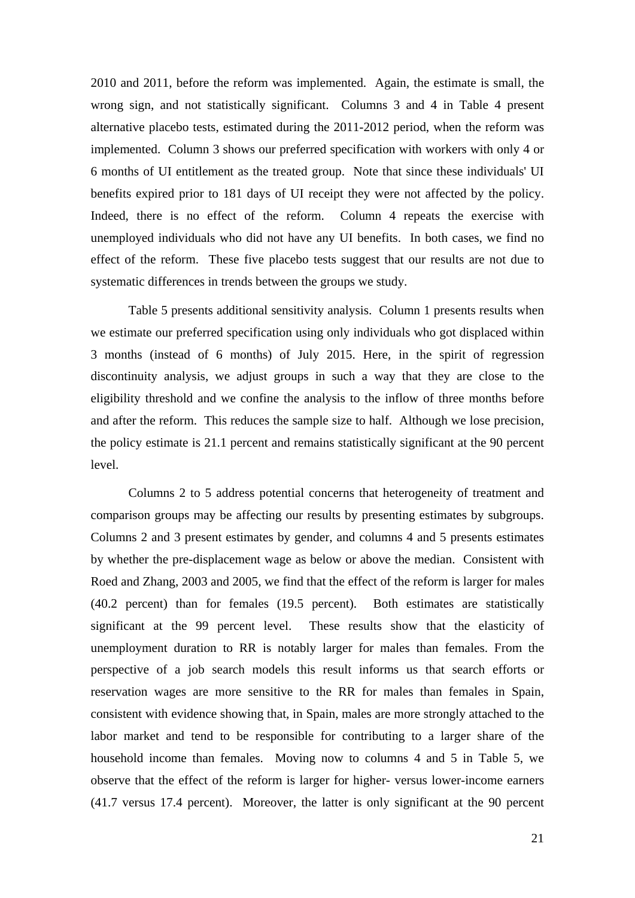2010 and 2011, before the reform was implemented. Again, the estimate is small, the wrong sign, and not statistically significant. Columns 3 and 4 in Table 4 present alternative placebo tests, estimated during the 2011-2012 period, when the reform was implemented. Column 3 shows our preferred specification with workers with only 4 or 6 months of UI entitlement as the treated group. Note that since these individuals' UI benefits expired prior to 181 days of UI receipt they were not affected by the policy. Indeed, there is no effect of the reform. Column 4 repeats the exercise with unemployed individuals who did not have any UI benefits. In both cases, we find no effect of the reform. These five placebo tests suggest that our results are not due to systematic differences in trends between the groups we study.

Table 5 presents additional sensitivity analysis. Column 1 presents results when we estimate our preferred specification using only individuals who got displaced within 3 months (instead of 6 months) of July 2015. Here, in the spirit of regression discontinuity analysis, we adjust groups in such a way that they are close to the eligibility threshold and we confine the analysis to the inflow of three months before and after the reform. This reduces the sample size to half. Although we lose precision, the policy estimate is 21.1 percent and remains statistically significant at the 90 percent level.

Columns 2 to 5 address potential concerns that heterogeneity of treatment and comparison groups may be affecting our results by presenting estimates by subgroups. Columns 2 and 3 present estimates by gender, and columns 4 and 5 presents estimates by whether the pre-displacement wage as below or above the median. Consistent with Roed and Zhang, 2003 and 2005, we find that the effect of the reform is larger for males (40.2 percent) than for females (19.5 percent). Both estimates are statistically significant at the 99 percent level. These results show that the elasticity of unemployment duration to RR is notably larger for males than females. From the perspective of a job search models this result informs us that search efforts or reservation wages are more sensitive to the RR for males than females in Spain, consistent with evidence showing that, in Spain, males are more strongly attached to the labor market and tend to be responsible for contributing to a larger share of the household income than females. Moving now to columns 4 and 5 in Table 5, we observe that the effect of the reform is larger for higher- versus lower-income earners (41.7 versus 17.4 percent). Moreover, the latter is only significant at the 90 percent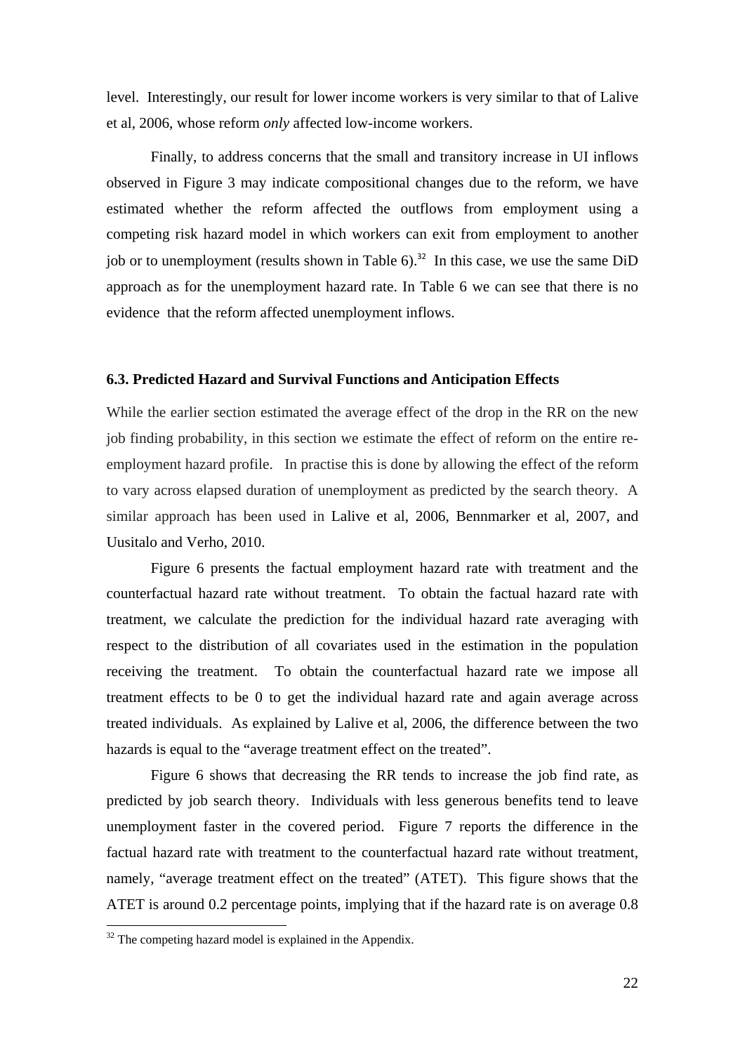level. Interestingly, our result for lower income workers is very similar to that of Lalive et al, 2006, whose reform *only* affected low-income workers.

Finally, to address concerns that the small and transitory increase in UI inflows observed in Figure 3 may indicate compositional changes due to the reform, we have estimated whether the reform affected the outflows from employment using a competing risk hazard model in which workers can exit from employment to another job or to unemployment (results shown in Table 6).[32] In this case, we use the same DiD approach as for the unemployment hazard rate. In Table 6 we can see that there is no evidence that the reform affected unemployment inflows.

### 6.3. Predicted Hazard and Survival Functions and Anticipation Effects

While the earlier section estimated the average effect of the drop in the RR on the new job finding probability, in this section we estimate the effect of reform on the entire re-employment hazard profile. In practise this is done by allowing the effect of the reform to vary across elapsed duration of unemployment as predicted by the search theory. A similar approach has been used in Lalive et al, 2006, Bennmarker et al, 2007, and Uusitalo and Verho, 2010.

Figure 6 presents the factual employment hazard rate with treatment and the counterfactual hazard rate without treatment. To obtain the factual hazard rate with treatment, we calculate the prediction for the individual hazard rate averaging with respect to the distribution of all covariates used in the estimation in the population receiving the treatment. To obtain the counterfactual hazard rate we impose all treatment effects to be 0 to get the individual hazard rate and again average across treated individuals. As explained by Lalive et al, 2006, the difference between the two hazards is equal to the "average treatment effect on the treated".

Figure 6 shows that decreasing the RR tends to increase the job find rate, as predicted by job search theory. Individuals with less generous benefits tend to leave unemployment faster in the covered period. Figure 7 reports the difference in the factual hazard rate with treatment to the counterfactual hazard rate without treatment, namely, "average treatment effect on the treated" (ATET). This figure shows that the ATET is around 0.2 percentage points, implying that if the hazard rate is on average 0.8

[32] The competing hazard model is explained in the Appendix.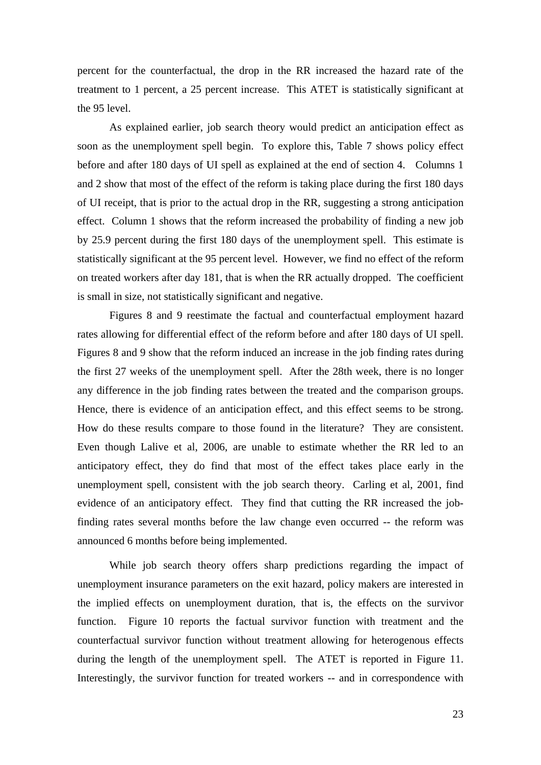percent for the counterfactual, the drop in the RR increased the hazard rate of the treatment to 1 percent, a 25 percent increase. This ATET is statistically significant at the 95 level.

As explained earlier, job search theory would predict an anticipation effect as soon as the unemployment spell begin. To explore this, Table 7 shows policy effect before and after 180 days of UI spell as explained at the end of section 4. Columns 1 and 2 show that most of the effect of the reform is taking place during the first 180 days of UI receipt, that is prior to the actual drop in the RR, suggesting a strong anticipation effect. Column 1 shows that the reform increased the probability of finding a new job by 25.9 percent during the first 180 days of the unemployment spell. This estimate is statistically significant at the 95 percent level. However, we find no effect of the reform on treated workers after day 181, that is when the RR actually dropped. The coefficient is small in size, not statistically significant and negative.

Figures 8 and 9 reestimate the factual and counterfactual employment hazard rates allowing for differential effect of the reform before and after 180 days of UI spell. Figures 8 and 9 show that the reform induced an increase in the job finding rates during the first 27 weeks of the unemployment spell. After the 28th week, there is no longer any difference in the job finding rates between the treated and the comparison groups. Hence, there is evidence of an anticipation effect, and this effect seems to be strong. How do these results compare to those found in the literature? They are consistent. Even though Lalive et al, 2006, are unable to estimate whether the RR led to an anticipatory effect, they do find that most of the effect takes place early in the unemployment spell, consistent with the job search theory. Carling et al, 2001, find evidence of an anticipatory effect. They find that cutting the RR increased the job-finding rates several months before the law change even occurred -- the reform was announced 6 months before being implemented.

While job search theory offers sharp predictions regarding the impact of unemployment insurance parameters on the exit hazard, policy makers are interested in the implied effects on unemployment duration, that is, the effects on the survivor function. Figure 10 reports the factual survivor function with treatment and the counterfactual survivor function without treatment allowing for heterogenous effects during the length of the unemployment spell. The ATET is reported in Figure 11. Interestingly, the survivor function for treated workers -- and in correspondence with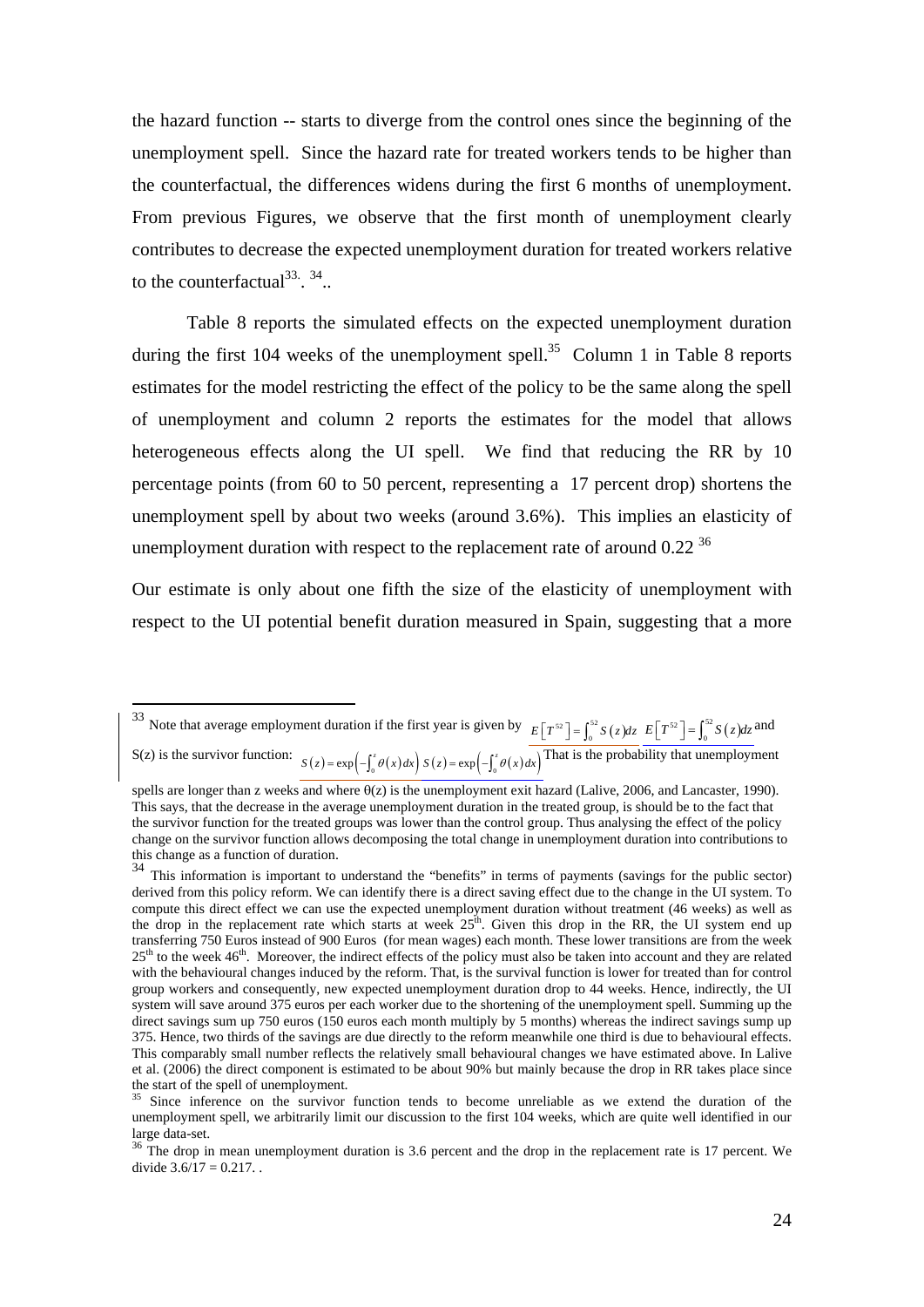the hazard function -- starts to diverge from the control ones since the beginning of the unemployment spell. Since the hazard rate for treated workers tends to be higher than the counterfactual, the differences widens during the first 6 months of unemployment. From previous Figures, we observe that the first month of unemployment clearly contributes to decrease the expected unemployment duration for treated workers relative to the counterfactual[33]. [34]..

Table 8 reports the simulated effects on the expected unemployment duration during the first 104 weeks of the unemployment spell.[35] Column 1 in Table 8 reports estimates for the model restricting the effect of the policy to be the same along the spell of unemployment and column 2 reports the estimates for the model that allows heterogeneous effects along the UI spell. We find that reducing the RR by 10 percentage points (from 60 to 50 percent, representing a 17 percent drop) shortens the unemployment spell by about two weeks (around 3.6%). This implies an elasticity of unemployment duration with respect to the replacement rate of around 0.22 [36]

Our estimate is only about one fifth the size of the elasticity of unemployment with respect to the UI potential benefit duration measured in Spain, suggesting that a more

---

[33] Note that average employment duration if the first year is given by $E\left[T^{52}\right]=\int_0^{52} S(z)dz$ $E\left[T^{52}\right]=\int_0^{52} S(z)dz$ and S(z) is the survivor function: $S(z)=\exp\left(-\int_0^z \theta(x)dx\right)$ $S(z)=\exp\left(-\int_0^z \theta(x)dx\right)$ That is the probability that unemployment spells are longer than z weeks and where θ(z) is the unemployment exit hazard (Lalive, 2006, and Lancaster, 1990). This says, that the decrease in the average unemployment duration in the treated group, is should be to the fact that the survivor function for the treated groups was lower than the control group. Thus analysing the effect of the policy change on the survivor function allows decomposing the total change in unemployment duration into contributions to this change as a function of duration.

[34] This information is important to understand the "benefits" in terms of payments (savings for the public sector) derived from this policy reform. We can identify there is a direct saving effect due to the change in the UI system. To compute this direct effect we can use the expected unemployment duration without treatment (46 weeks) as well as the drop in the replacement rate which starts at week 25th. Given this drop in the RR, the UI system end up transferring 750 Euros instead of 900 Euros (for mean wages) each month. These lower transitions are from the week 25th to the week 46th. Moreover, the indirect effects of the policy must also be taken into account and they are related with the behavioural changes induced by the reform. That, is the survival function is lower for treated than for control group workers and consequently, new expected unemployment duration drop to 44 weeks. Hence, indirectly, the UI system will save around 375 euros per each worker due to the shortening of the unemployment spell. Summing up the direct savings sum up 750 euros (150 euros each month multiply by 5 months) whereas the indirect savings sump up 375. Hence, two thirds of the savings are due directly to the reform meanwhile one third is due to behavioural effects. This comparably small number reflects the relatively small behavioural changes we have estimated above. In Lalive et al. (2006) the direct component is estimated to be about 90% but mainly because the drop in RR takes place since the start of the spell of unemployment.

[35] Since inference on the survivor function tends to become unreliable as we extend the duration of the unemployment spell, we arbitrarily limit our discussion to the first 104 weeks, which are quite well identified in our large data-set.

[36] The drop in mean unemployment duration is 3.6 percent and the drop in the replacement rate is 17 percent. We divide 3.6/17 = 0.217. .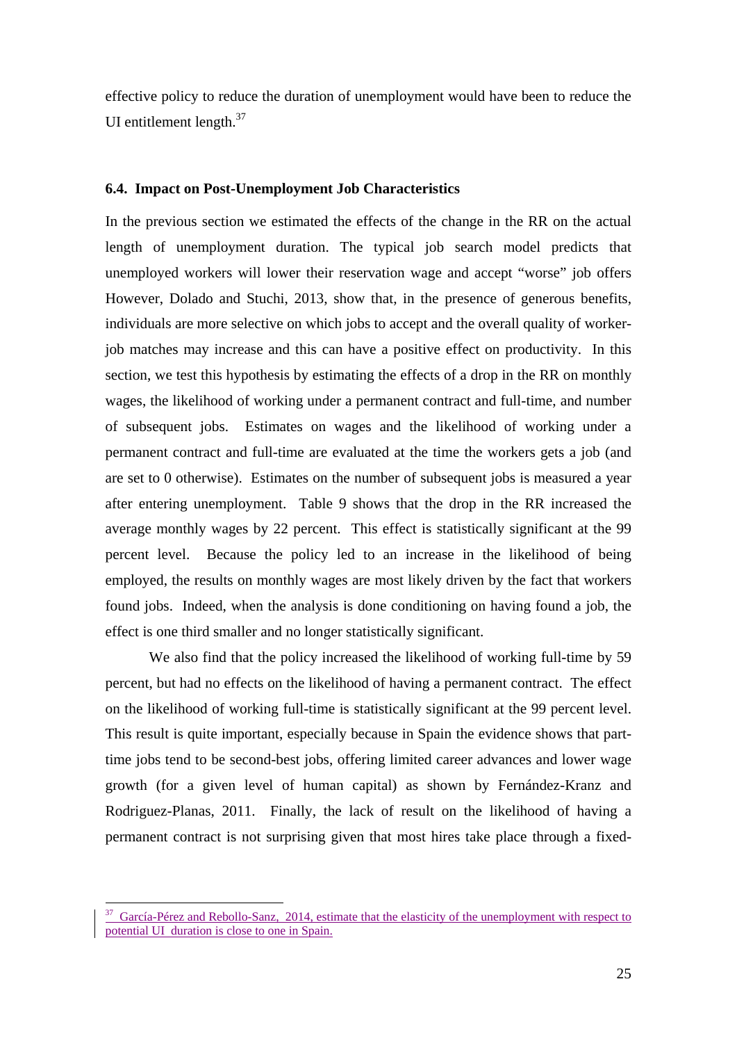effective policy to reduce the duration of unemployment would have been to reduce the UI entitlement length.[37]

### 6.4. Impact on Post-Unemployment Job Characteristics

In the previous section we estimated the effects of the change in the RR on the actual length of unemployment duration. The typical job search model predicts that unemployed workers will lower their reservation wage and accept "worse" job offers However, Dolado and Stuchi, 2013, show that, in the presence of generous benefits, individuals are more selective on which jobs to accept and the overall quality of worker-job matches may increase and this can have a positive effect on productivity. In this section, we test this hypothesis by estimating the effects of a drop in the RR on monthly wages, the likelihood of working under a permanent contract and full-time, and number of subsequent jobs. Estimates on wages and the likelihood of working under a permanent contract and full-time are evaluated at the time the workers gets a job (and are set to 0 otherwise). Estimates on the number of subsequent jobs is measured a year after entering unemployment. Table 9 shows that the drop in the RR increased the average monthly wages by 22 percent. This effect is statistically significant at the 99 percent level. Because the policy led to an increase in the likelihood of being employed, the results on monthly wages are most likely driven by the fact that workers found jobs. Indeed, when the analysis is done conditioning on having found a job, the effect is one third smaller and no longer statistically significant.

We also find that the policy increased the likelihood of working full-time by 59 percent, but had no effects on the likelihood of having a permanent contract. The effect on the likelihood of working full-time is statistically significant at the 99 percent level. This result is quite important, especially because in Spain the evidence shows that part-time jobs tend to be second-best jobs, offering limited career advances and lower wage growth (for a given level of human capital) as shown by Fernández-Kranz and Rodriguez-Planas, 2011. Finally, the lack of result on the likelihood of having a permanent contract is not surprising given that most hires take place through a fixed-

[37] García-Pérez and Rebollo-Sanz, 2014, estimate that the elasticity of the unemployment with respect to potential UI duration is close to one in Spain.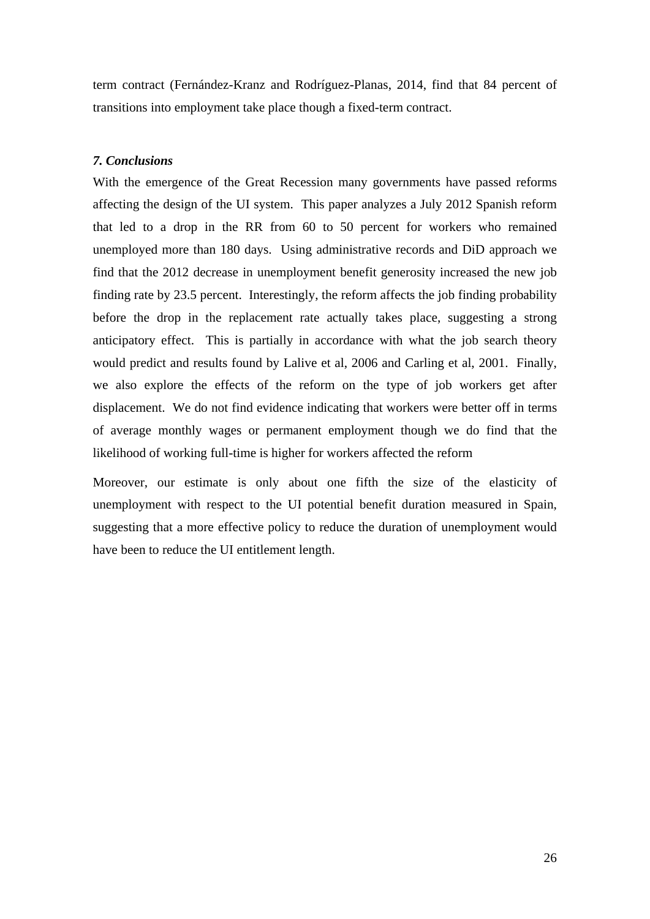term contract (Fernández-Kranz and Rodríguez-Planas, 2014, find that 84 percent of transitions into employment take place though a fixed-term contract.

### *7. Conclusions*

With the emergence of the Great Recession many governments have passed reforms affecting the design of the UI system. This paper analyzes a July 2012 Spanish reform that led to a drop in the RR from 60 to 50 percent for workers who remained unemployed more than 180 days. Using administrative records and DiD approach we find that the 2012 decrease in unemployment benefit generosity increased the new job finding rate by 23.5 percent. Interestingly, the reform affects the job finding probability before the drop in the replacement rate actually takes place, suggesting a strong anticipatory effect. This is partially in accordance with what the job search theory would predict and results found by Lalive et al, 2006 and Carling et al, 2001. Finally, we also explore the effects of the reform on the type of job workers get after displacement. We do not find evidence indicating that workers were better off in terms of average monthly wages or permanent employment though we do find that the likelihood of working full-time is higher for workers affected the reform

Moreover, our estimate is only about one fifth the size of the elasticity of unemployment with respect to the UI potential benefit duration measured in Spain, suggesting that a more effective policy to reduce the duration of unemployment would have been to reduce the UI entitlement length.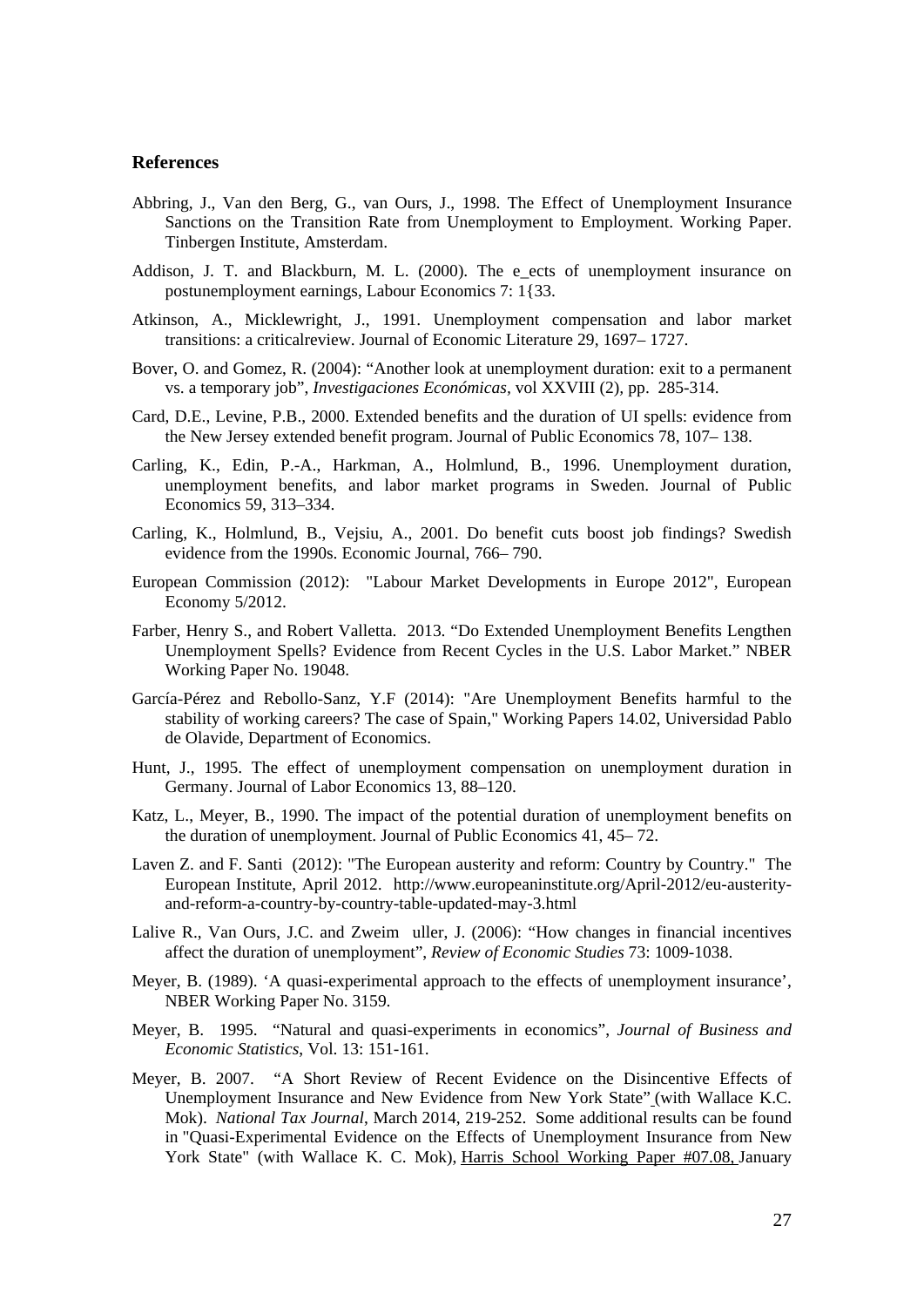## References

Abbring, J., Van den Berg, G., van Ours, J., 1998. The Effect of Unemployment Insurance Sanctions on the Transition Rate from Unemployment to Employment. Working Paper. Tinbergen Institute, Amsterdam.

Addison, J. T. and Blackburn, M. L. (2000). The e_ects of unemployment insurance on postunemployment earnings, Labour Economics 7: 1{33.

Atkinson, A., Micklewright, J., 1991. Unemployment compensation and labor market transitions: a criticalreview. Journal of Economic Literature 29, 1697– 1727.

Bover, O. and Gomez, R. (2004): "Another look at unemployment duration: exit to a permanent vs. a temporary job", *Investigaciones Económicas*, vol XXVIII (2), pp. 285-314.

Card, D.E., Levine, P.B., 2000. Extended benefits and the duration of UI spells: evidence from the New Jersey extended benefit program. Journal of Public Economics 78, 107– 138.

Carling, K., Edin, P.-A., Harkman, A., Holmlund, B., 1996. Unemployment duration, unemployment benefits, and labor market programs in Sweden. Journal of Public Economics 59, 313–334.

Carling, K., Holmlund, B., Vejsiu, A., 2001. Do benefit cuts boost job findings? Swedish evidence from the 1990s. Economic Journal, 766– 790.

European Commission (2012): "Labour Market Developments in Europe 2012", European Economy 5/2012.

Farber, Henry S., and Robert Valletta. 2013. "Do Extended Unemployment Benefits Lengthen Unemployment Spells? Evidence from Recent Cycles in the U.S. Labor Market." NBER Working Paper No. 19048.

García-Pérez and Rebollo-Sanz, Y.F (2014): "Are Unemployment Benefits harmful to the stability of working careers? The case of Spain," Working Papers 14.02, Universidad Pablo de Olavide, Department of Economics.

Hunt, J., 1995. The effect of unemployment compensation on unemployment duration in Germany. Journal of Labor Economics 13, 88–120.

Katz, L., Meyer, B., 1990. The impact of the potential duration of unemployment benefits on the duration of unemployment. Journal of Public Economics 41, 45– 72.

Laven Z. and F. Santi (2012): "The European austerity and reform: Country by Country." The European Institute, April 2012. http://www.europeaninstitute.org/April-2012/eu-austerity-and-reform-a-country-by-country-table-updated-may-3.html

Lalive R., Van Ours, J.C. and Zweim uller, J. (2006): "How changes in financial incentives affect the duration of unemployment", *Review of Economic Studies* 73: 1009-1038.

Meyer, B. (1989). 'A quasi-experimental approach to the effects of unemployment insurance', NBER Working Paper No. 3159.

Meyer, B. 1995. "Natural and quasi-experiments in economics", *Journal of Business and Economic Statistics*, Vol. 13: 151-161.

Meyer, B. 2007. "A Short Review of Recent Evidence on the Disincentive Effects of Unemployment Insurance and New Evidence from New York State" (with Wallace K.C. Mok). *National Tax Journal*, March 2014, 219-252. Some additional results can be found in "Quasi-Experimental Evidence on the Effects of Unemployment Insurance from New York State" (with Wallace K. C. Mok), Harris School Working Paper #07.08, January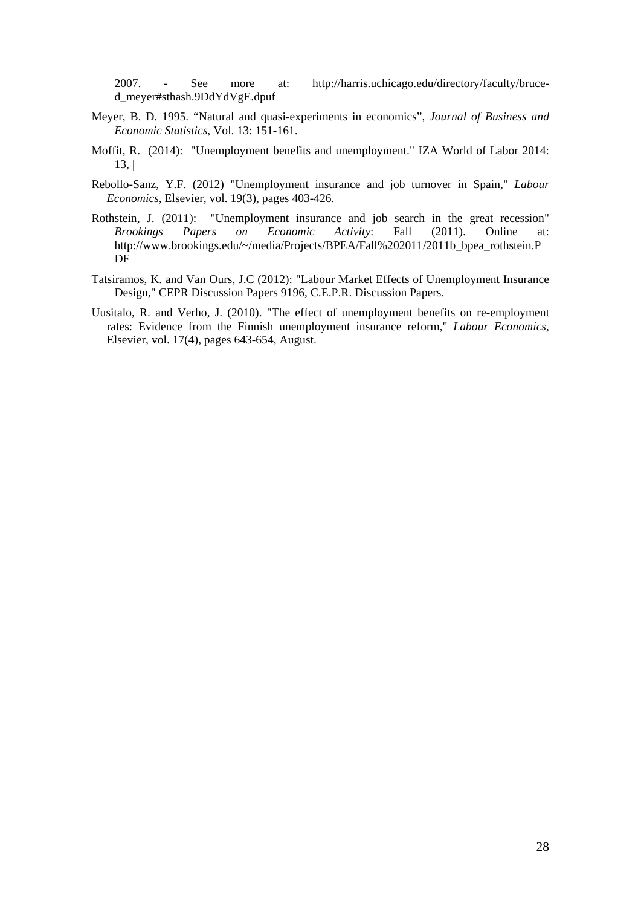2007. - See more at: http://harris.uchicago.edu/directory/faculty/bruce-d_meyer#sthash.9DdYdVgE.dpuf

Meyer, B. D. 1995. “Natural and quasi-experiments in economics”, *Journal of Business and Economic Statistics*, Vol. 13: 151-161.

Moffit, R. (2014): "Unemployment benefits and unemployment." IZA World of Labor 2014: 13, |

Rebollo-Sanz, Y.F. (2012) "Unemployment insurance and job turnover in Spain," *Labour Economics*, Elsevier, vol. 19(3), pages 403-426.

Rothstein, J. (2011): "Unemployment insurance and job search in the great recession" *Brookings Papers on Economic Activity*: Fall (2011). Online at: http://www.brookings.edu/~/media/Projects/BPEA/Fall%202011/2011b_bpea_rothstein.PDF

Tatsiramos, K. and Van Ours, J.C (2012): "Labour Market Effects of Unemployment Insurance Design," CEPR Discussion Papers 9196, C.E.P.R. Discussion Papers.

Uusitalo, R. and Verho, J. (2010). "The effect of unemployment benefits on re-employment rates: Evidence from the Finnish unemployment insurance reform," *Labour Economics*, Elsevier, vol. 17(4), pages 643-654, August.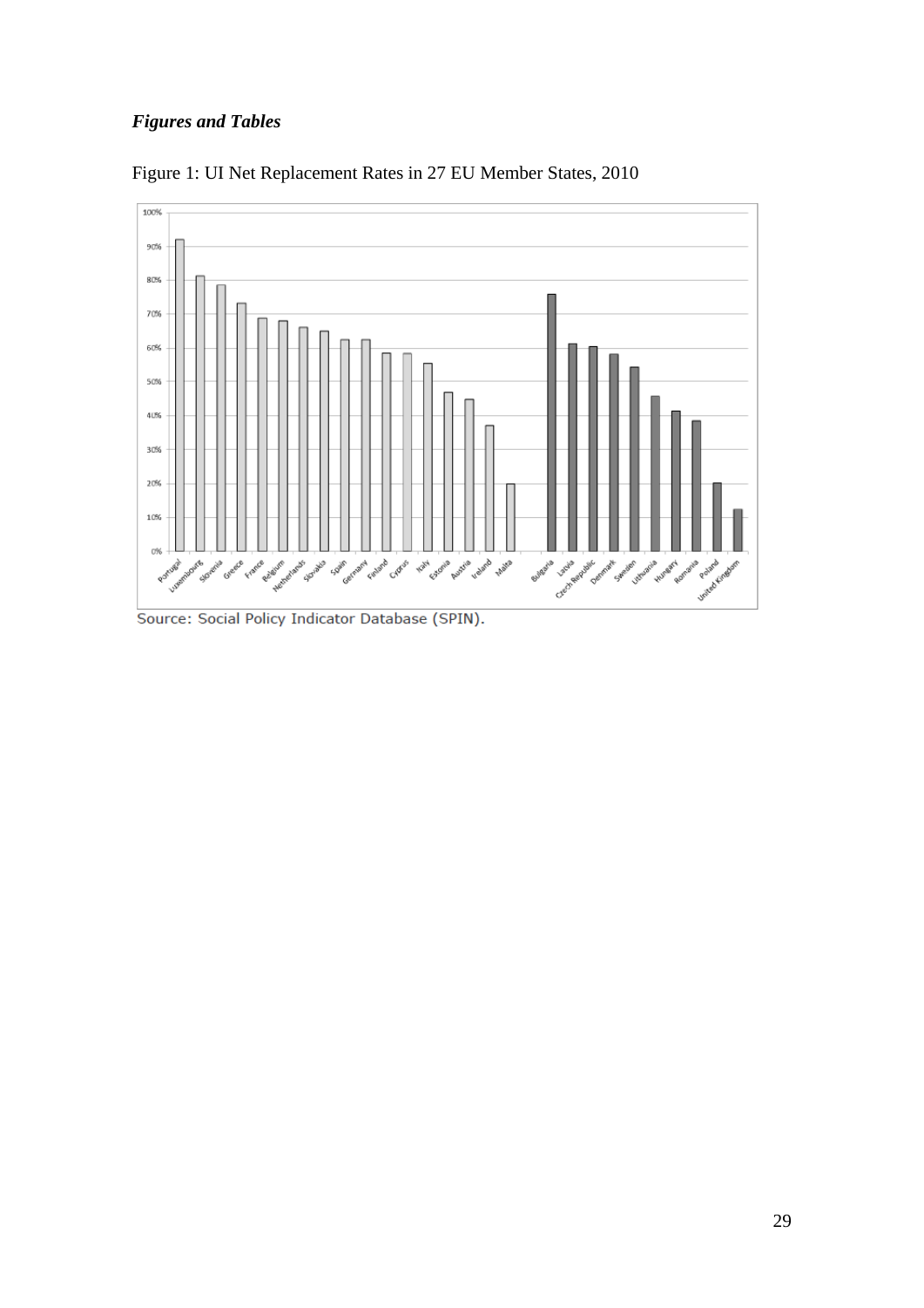***Figures and Tables***

Figure 1: UI Net Replacement Rates in 27 EU Member States, 2010

Source: Social Policy Indicator Database (SPIN).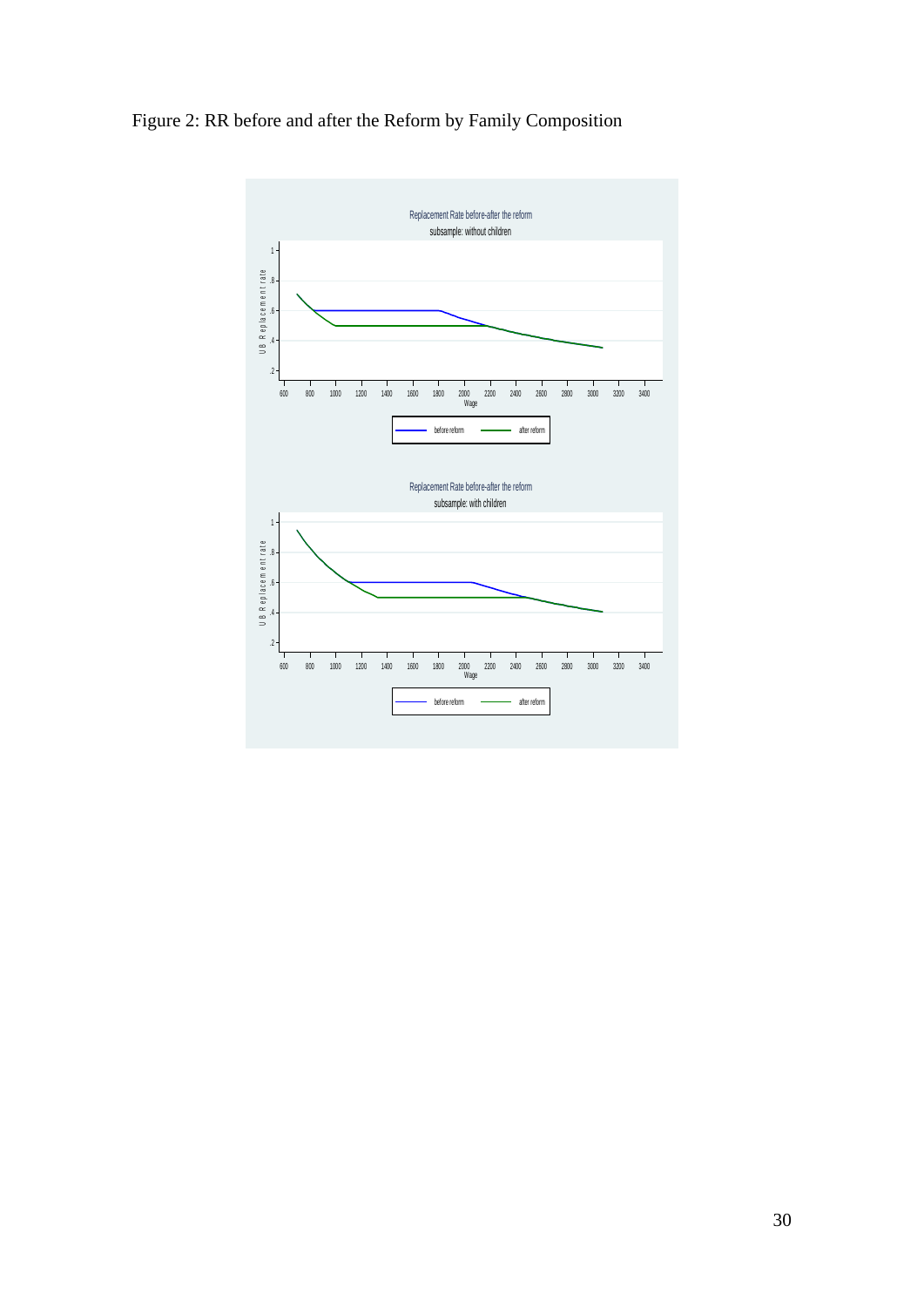Figure 2: RR before and after the Reform by Family Composition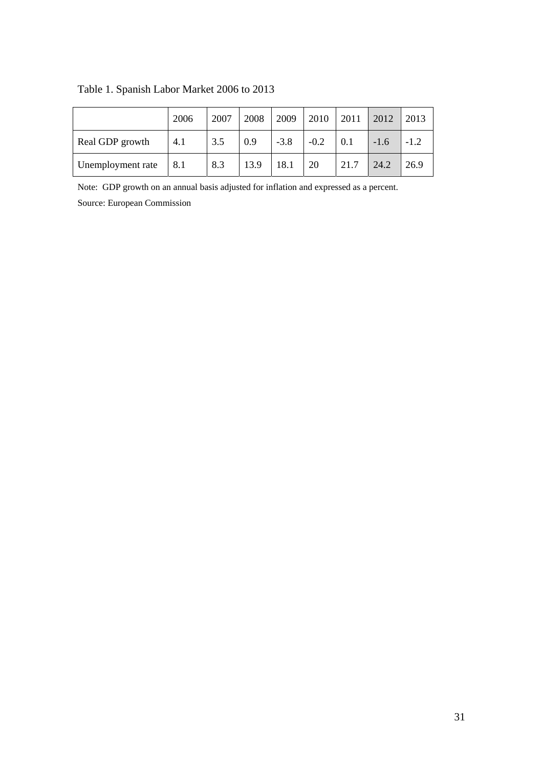Table 1. Spanish Labor Market 2006 to 2013

| | 2006 | 2007 | 2008 | 2009 | 2010 | 2011 | 2012 | 2013 |
|---|---|---|---|---|---|---|---|---|
| Real GDP growth | 4.1 | 3.5 | 0.9 | -3.8 | -0.2 | 0.1 | -1.6 | -1.2 |
| Unemployment rate | 8.1 | 8.3 | 13.9 | 18.1 | 20 | 21.7 | 24.2 | 26.9 |

Note: GDP growth on an annual basis adjusted for inflation and expressed as a percent.

Source: European Commission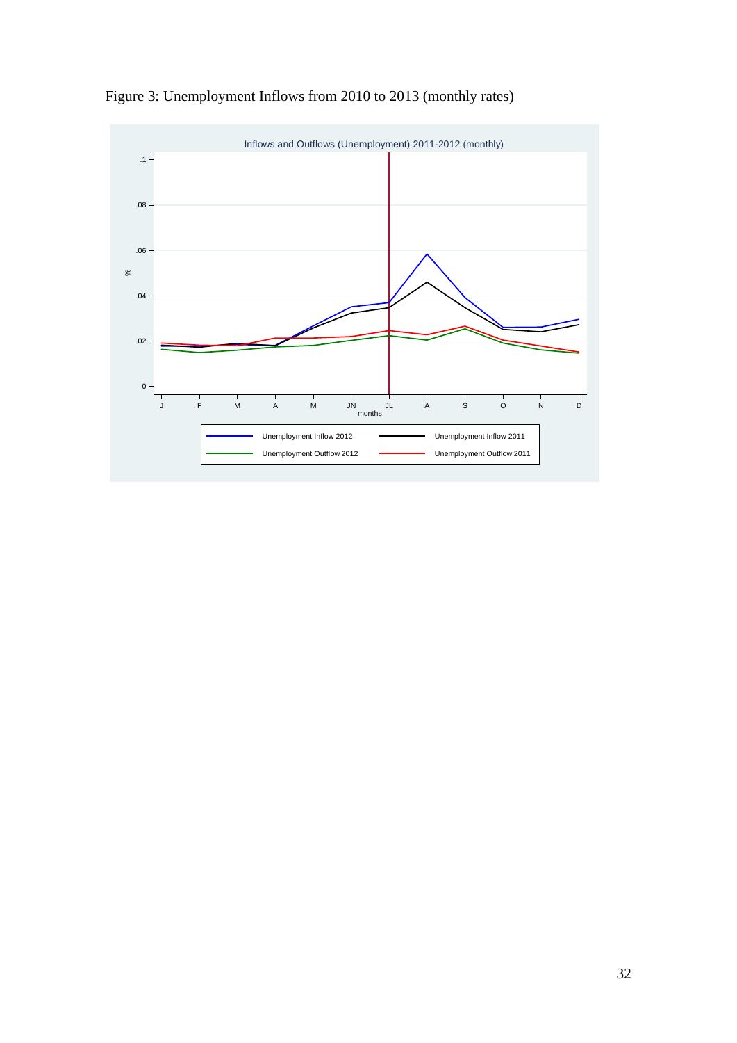Figure 3: Unemployment Inflows from 2010 to 2013 (monthly rates)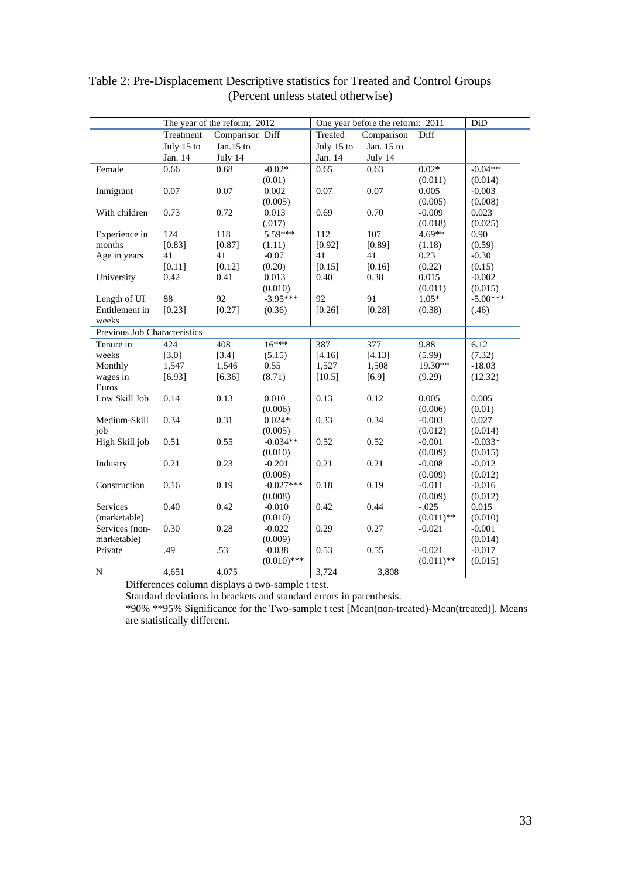Table 2: Pre-Displacement Descriptive statistics for Treated and Control Groups
(Percent unless stated otherwise)

| | The year of the reform: 2012 | | | One year before the reform: 2011 | | | DiD |
|---|---|---|---|---|---|---|---|
| | Treatment | Comparison | Diff | Treated | Comparison | Diff | |
| | July 15 to Jan. 14 | Jan.15 to July 14 | | July 15 to Jan. 14 | Jan. 15 to July 14 | | |
| Female | 0.66 | 0.68 | -0.02* (0.01) | 0.65 | 0.63 | 0.02* (0.011) | -0.04** (0.014) |
| Inmigrant | 0.07 | 0.07 | 0.002 (0.005) | 0.07 | 0.07 | 0.005 (0.005) | -0.003 (0.008) |
| With children | 0.73 | 0.72 | 0.013 (.017) | 0.69 | 0.70 | -0.009 (0.018) | 0.023 (0.025) |
| Experience in months | 124 [0.83] | 118 [0.87] | 5.59*** (1.11) | 112 [0.92] | 107 [0.89] | 4.69** (1.18) | 0.90 (0.59) |
| Age in years | 41 [0.11] | 41 [0.12] | -0.07 (0.20) | 41 [0.15] | 41 [0.16] | 0.23 (0.22) | -0.30 (0.15) |
| University | 0.42 | 0.41 | 0.013 (0.010) | 0.40 | 0.38 | 0.015 (0.011) | -0.002 (0.015) |
| Length of UI Entitlement in weeks | 88 [0.23] | 92 [0.27] | -3.95*** (0.36) | 92 [0.26] | 91 [0.28] | 1.05* (0.38) | -5.00*** (.46) |
| Previous Job Characteristics | | | | | | | |
| Tenure in weeks | 424 [3.0] | 408 [3.4] | 16*** (5.15) | 387 [4.16] | 377 [4.13] | 9.88 (5.99) | 6.12 (7.32) |
| Monthly wages in Euros | 1,547 [6.93] | 1,546 [6.36] | 0.55 (8.71) | 1,527 [10.5] | 1,508 [6.9] | 19.30** (9.29) | -18.03 (12.32) |
| Low Skill Job | 0.14 | 0.13 | 0.010 (0.006) | 0.13 | 0.12 | 0.005 (0.006) | 0.005 (0.01) |
| Medium-Skill job | 0.34 | 0.31 | 0.024* (0.005) | 0.33 | 0.34 | -0.003 (0.012) | 0.027 (0.014) |
| High Skill job | 0.51 | 0.55 | -0.034** (0.010) | 0.52 | 0.52 | -0.001 (0.009) | -0.033* (0.015) |
| Industry | 0.21 | 0.23 | -0.201 (0.008) | 0.21 | 0.21 | -0.008 (0.009) | -0.012 (0.012) |
| Construction | 0.16 | 0.19 | -0.027*** (0.008) | 0.18 | 0.19 | -0.011 (0.009) | -0.016 (0.012) |
| Services (marketable) | 0.40 | 0.42 | -0.010 (0.010) | 0.42 | 0.44 | -.025 (0.011)** | 0.015 (0.010) |
| Services (non-marketable) | 0.30 | 0.28 | -0.022 (0.009) | 0.29 | 0.27 | -0.021 | -0.001 (0.014) |
| Private | .49 | .53 | -0.038 (0.010)*** | 0.53 | 0.55 | -0.021 (0.011)** | -0.017 (0.015) |
| N | 4,651 | 4,075 | | 3,724 | 3,808 | | |

Differences column displays a two-sample t test.
Standard deviations in brackets and standard errors in parenthesis.
*90% **95% Significance for the Two-sample t test [Mean(non-treated)-Mean(treated)]. Means are statistically different.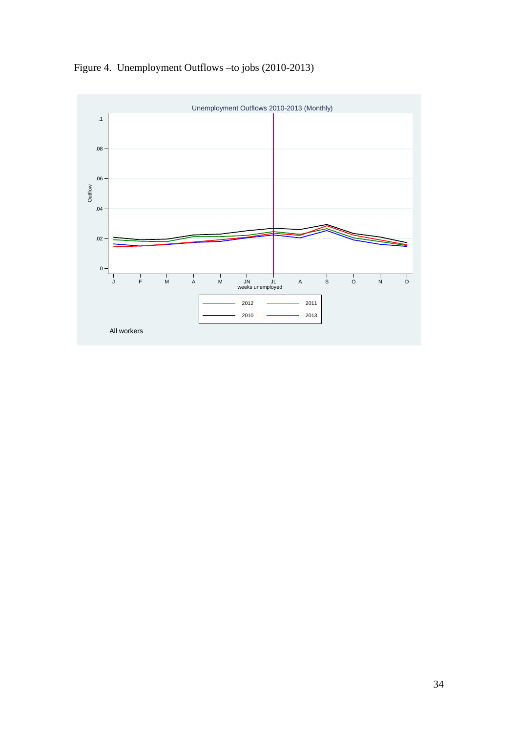Figure 4. Unemployment Outflows –to jobs (2010-2013)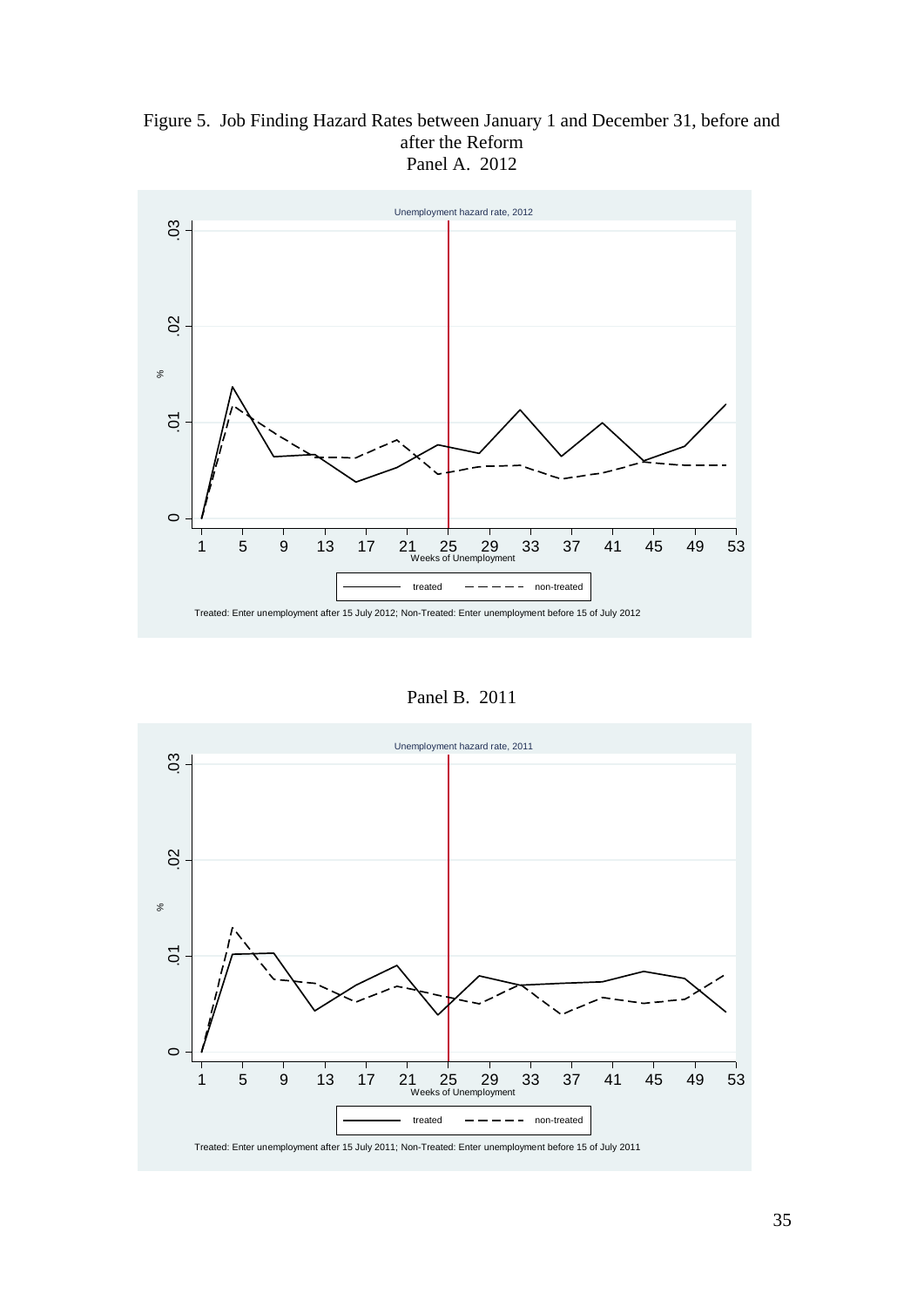Figure 5. Job Finding Hazard Rates between January 1 and December 31, before and after the Reform

Panel A. 2012

Unemployment hazard rate, 2012

Treated: Enter unemployment after 15 July 2012; Non-Treated: Enter unemployment before 15 of July 2012

Panel B. 2011

Unemployment hazard rate, 2011

Treated: Enter unemployment after 15 July 2011; Non-Treated: Enter unemployment before 15 of July 2011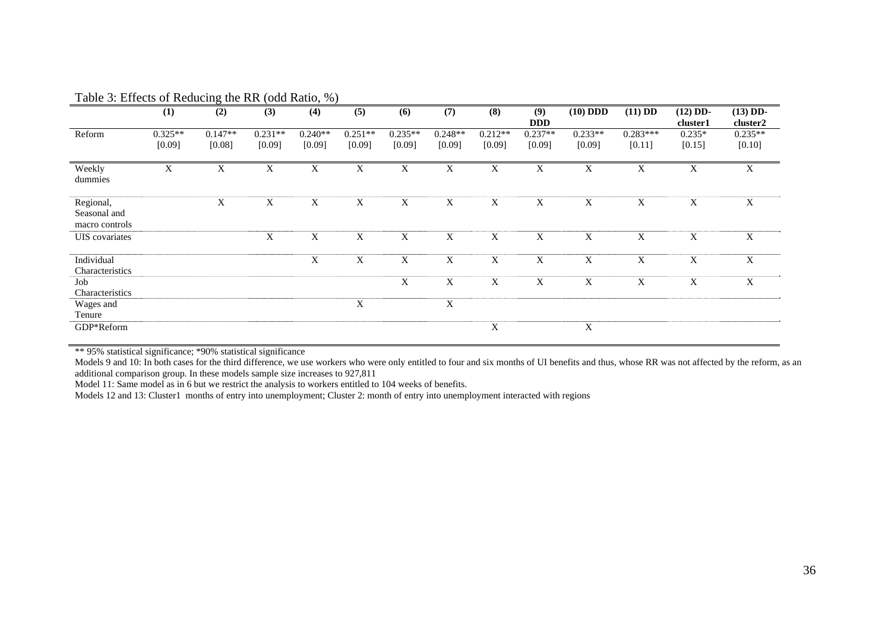Table 3: Effects of Reducing the RR (odd Ratio, %)

| | (1) | (2) | (3) | (4) | (5) | (6) | (7) | (8) | (9) DDD | (10) DDD | (11) DD | (12) DD-cluster1 | (13) DD-cluster2 |
|---|---|---|---|---|---|---|---|---|---|---|---|---|---|
| Reform | 0.325** [0.09] | 0.147** [0.08] | 0.231** [0.09] | 0.240** [0.09] | 0.251** [0.09] | 0.235** [0.09] | 0.248** [0.09] | 0.212** [0.09] | 0.237** [0.09] | 0.233** [0.09] | 0.283*** [0.11] | 0.235* [0.15] | 0.235** [0.10] |
| Weekly dummies | X | X | X | X | X | X | X | X | X | X | X | X | X |
| Regional, Seasonal and macro controls | | X | X | X | X | X | X | X | X | X | X | X | X |
| UIS covariates | | | X | X | X | X | X | X | X | X | X | X | X |
| Individual Characteristics | | | | X | X | X | X | X | X | X | X | X | X |
| Job Characteristics | | | | | | X | X | X | X | X | X | X | X |
| Wages and Tenure | | | | | X | | X | | | | | | |
| GDP*Reform | | | | | | | | X | | X | | | |

** 95% statistical significance; *90% statistical significance

Models 9 and 10: In both cases for the third difference, we use workers who were only entitled to four and six months of UI benefits and thus, whose RR was not affected by the reform, as an additional comparison group. In these models sample size increases to 927,811

Model 11: Same model as in 6 but we restrict the analysis to workers entitled to 104 weeks of benefits.

Models 12 and 13: Cluster1 months of entry into unemployment; Cluster 2: month of entry into unemployment interacted with regions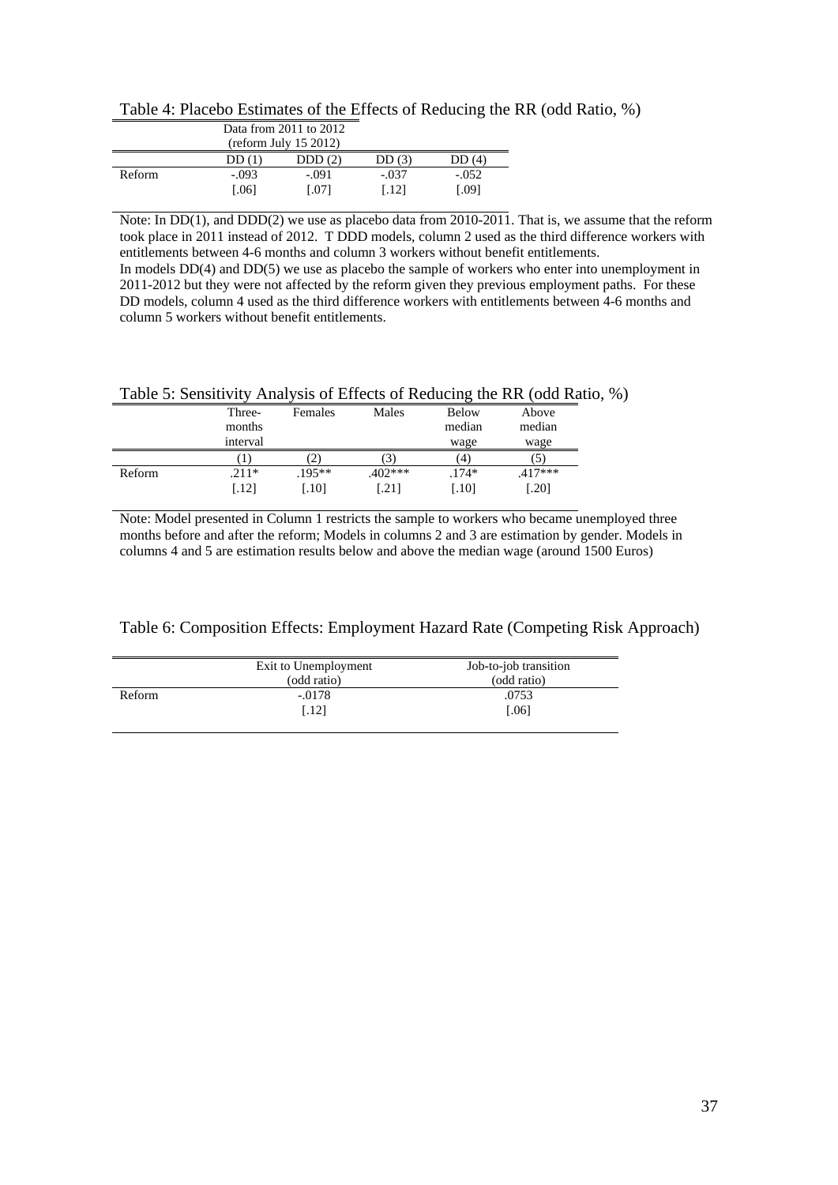Table 4: Placebo Estimates of the Effects of Reducing the RR (odd Ratio, %)

| | Data from 2011 to 2012 (reform July 15 2012) | | | |
|---|---|---|---|---|
| | DD (1) | DDD (2) | DD (3) | DD (4) |
| Reform | -.093 | -.091 | -.037 | -.052 |
| | [.06] | [.07] | [.12] | [.09] |

Note: In DD(1), and DDD(2) we use as placebo data from 2010-2011. That is, we assume that the reform took place in 2011 instead of 2012. T DDD models, column 2 used as the third difference workers with entitlements between 4-6 months and column 3 workers without benefit entitlements.
In models DD(4) and DD(5) we use as placebo the sample of workers who enter into unemployment in 2011-2012 but they were not affected by the reform given they previous employment paths. For these DD models, column 4 used as the third difference workers with entitlements between 4-6 months and column 5 workers without benefit entitlements.

Table 5: Sensitivity Analysis of Effects of Reducing the RR (odd Ratio, %)

| | Three-months interval | Females | Males | Below median wage | Above median wage |
|---|---|---|---|---|---|
| | (1) | (2) | (3) | (4) | (5) |
| Reform | .211* | .195** | .402*** | .174* | .417*** |
| | [.12] | [.10] | [.21] | [.10] | [.20] |

Note: Model presented in Column 1 restricts the sample to workers who became unemployed three months before and after the reform; Models in columns 2 and 3 are estimation by gender. Models in columns 4 and 5 are estimation results below and above the median wage (around 1500 Euros)

Table 6: Composition Effects: Employment Hazard Rate (Competing Risk Approach)

| | Exit to Unemployment (odd ratio) | Job-to-job transition (odd ratio) |
|---|---|---|
| Reform | -.0178 | .0753 |
| | [.12] | [.06] |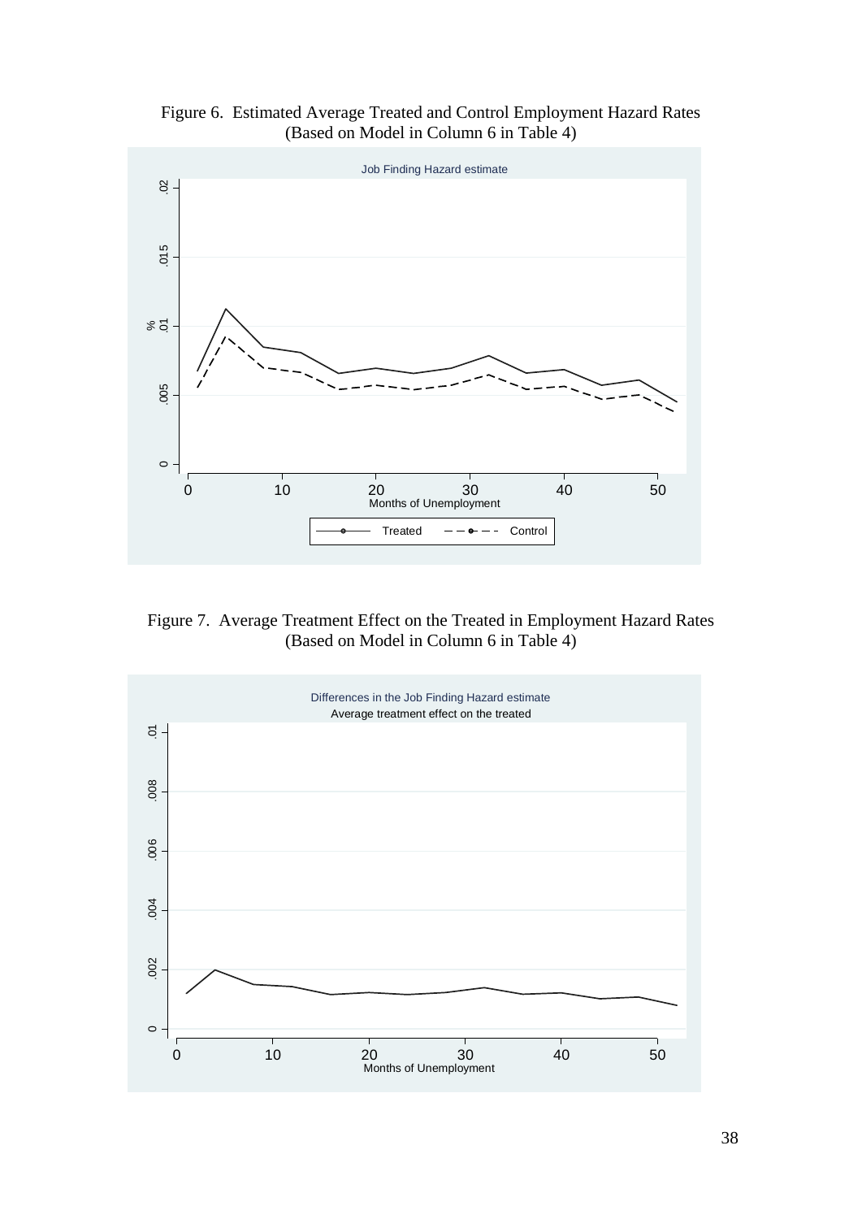Figure 6. Estimated Average Treated and Control Employment Hazard Rates (Based on Model in Column 6 in Table 4)

Figure 7. Average Treatment Effect on the Treated in Employment Hazard Rates (Based on Model in Column 6 in Table 4)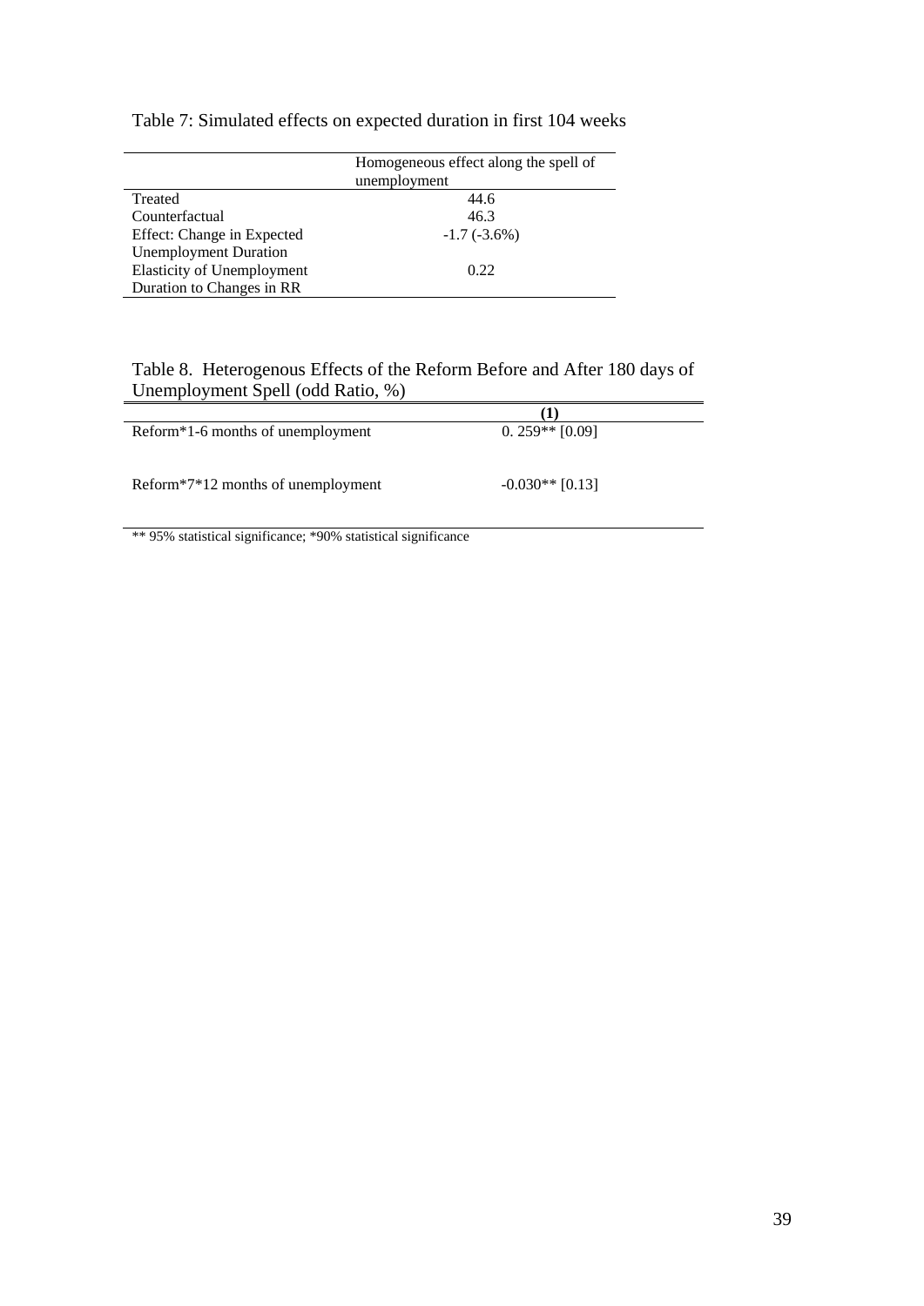Table 7: Simulated effects on expected duration in first 104 weeks

| | Homogeneous effect along the spell of unemployment |
|---|---|
| Treated | 44.6 |
| Counterfactual | 46.3 |
| Effect: Change in Expected Unemployment Duration | -1.7 (-3.6%) |
| Elasticity of Unemployment Duration to Changes in RR | 0.22 |

Table 8. Heterogenous Effects of the Reform Before and After 180 days of Unemployment Spell (odd Ratio, %)

| | (1) |
|---|---|
| Reform*1-6 months of unemployment | 0. 259** [0.09] |
| Reform*7*12 months of unemployment | -0.030** [0.13] |

** 95% statistical significance; *90% statistical significance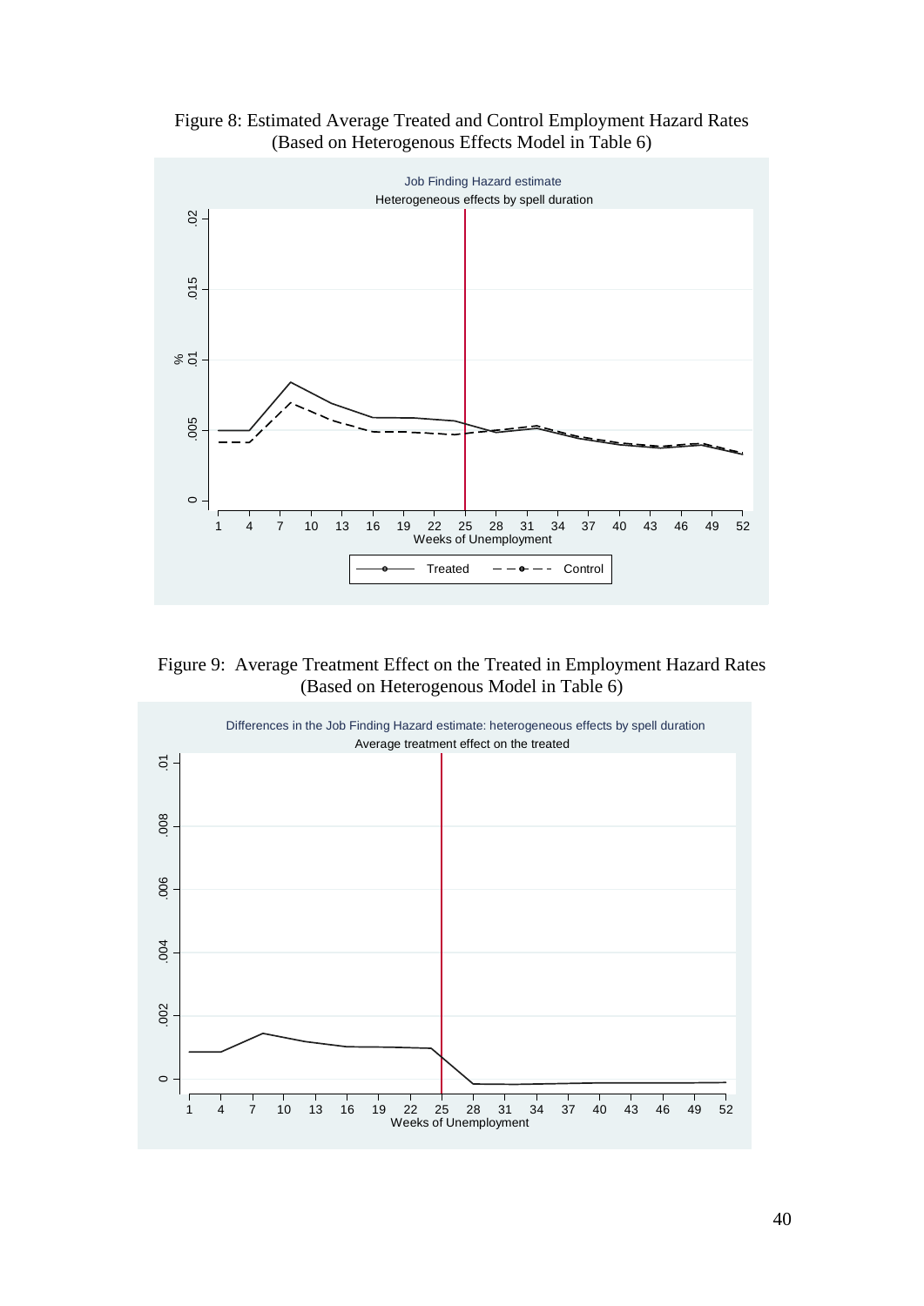Figure 8: Estimated Average Treated and Control Employment Hazard Rates (Based on Heterogenous Effects Model in Table 6)

Figure 9: Average Treatment Effect on the Treated in Employment Hazard Rates (Based on Heterogenous Model in Table 6)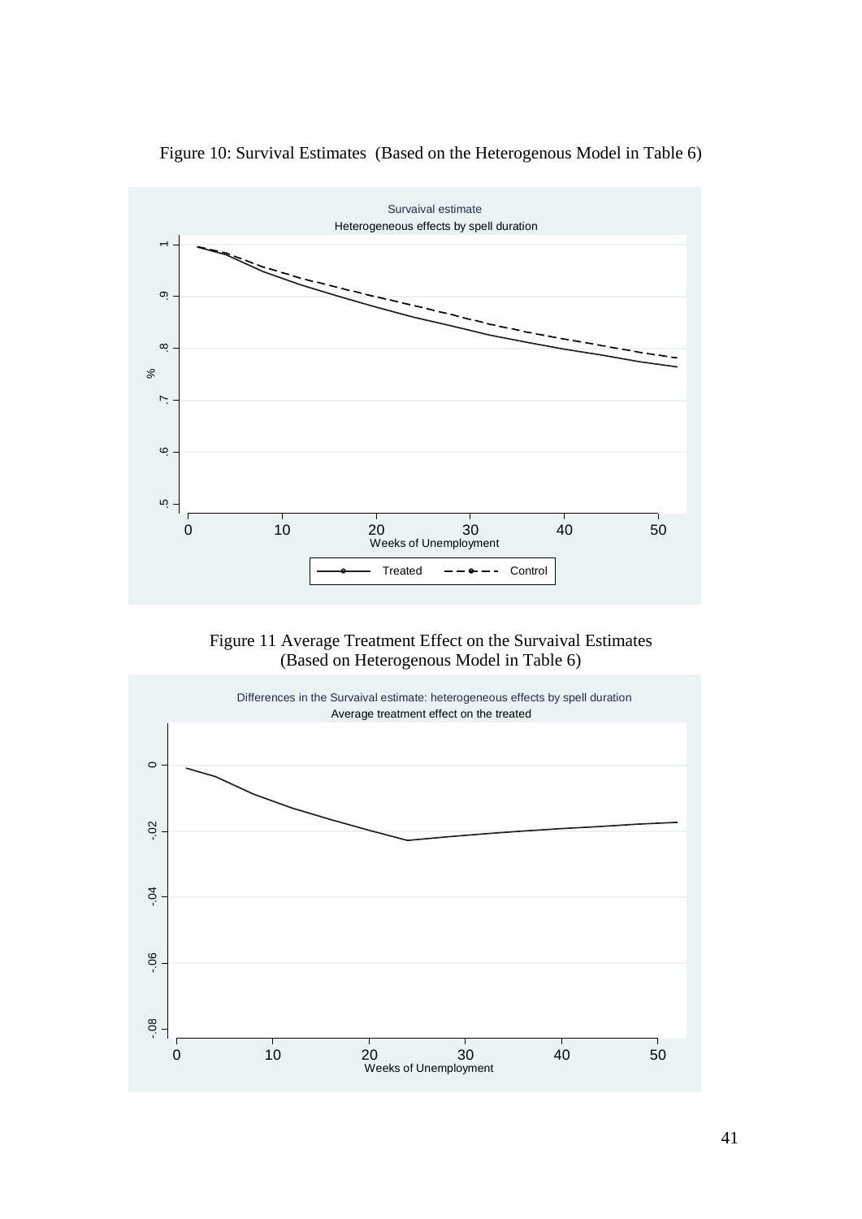Figure 10: Survival Estimates (Based on the Heterogenous Model in Table 6)

Figure 11 Average Treatment Effect on the Survaival Estimates (Based on Heterogenous Model in Table 6)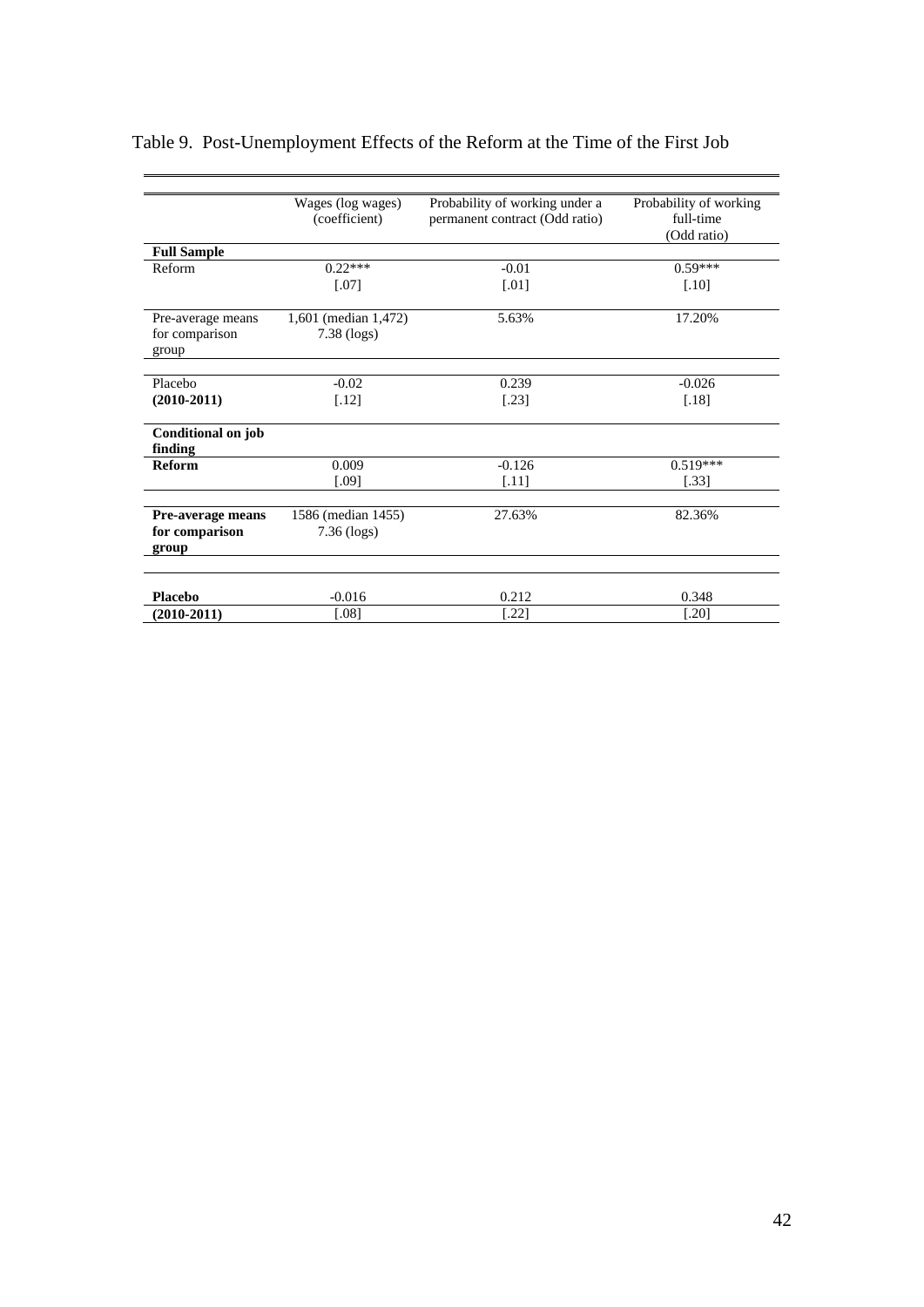Table 9. Post-Unemployment Effects of the Reform at the Time of the First Job

| | Wages (log wages) (coefficient) | Probability of working under a permanent contract (Odd ratio) | Probability of working full-time (Odd ratio) |
|---|---|---|---|
| **Full Sample** | | | |
| Reform | 0.22*** | -0.01 | 0.59*** |
| | [.07] | [.01] | [.10] |
| Pre-average means for comparison group | 1,601 (median 1,472) 7.38 (logs) | 5.63% | 17.20% |
| Placebo | -0.02 | 0.239 | -0.026 |
| **(2010-2011)** | [.12] | [.23] | [.18] |
| **Conditional on job finding** | | | |
| **Reform** | 0.009 | -0.126 | 0.519*** |
| | [.09] | [.11] | [.33] |
| **Pre-average means for comparison group** | 1586 (median 1455) 7.36 (logs) | 27.63% | 82.36% |
| **Placebo** | -0.016 | 0.212 | 0.348 |
| **(2010-2011)** | [.08] | [.22] | [.20] |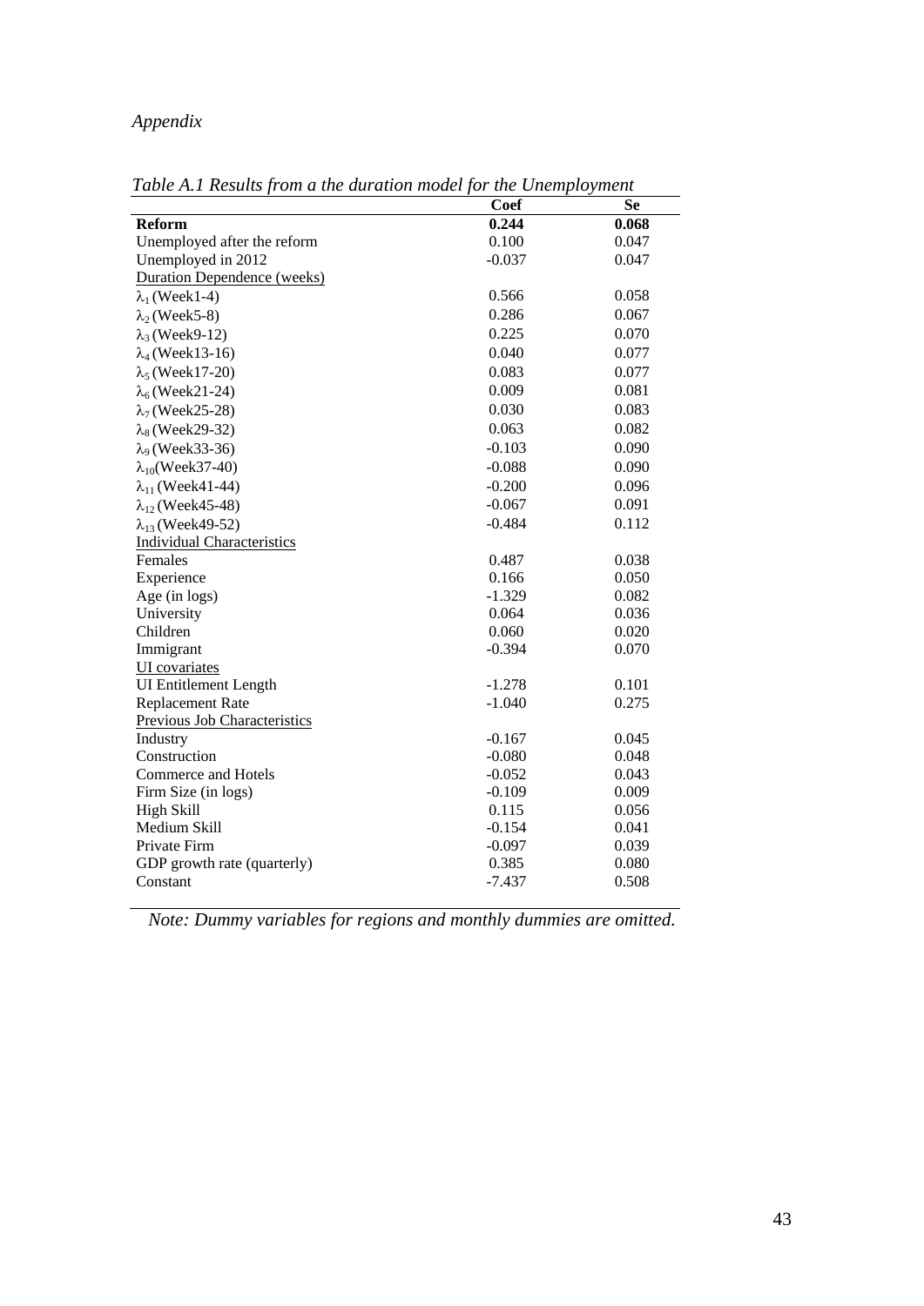*Appendix*

*Table A.1 Results from a the duration model for the Unemployment*

| | **Coef** | **Se** |
|---|---|---|
| **Reform** | **0.244** | **0.068** |
| Unemployed after the reform | 0.100 | 0.047 |
| Unemployed in 2012 | -0.037 | 0.047 |
| Duration Dependence (weeks) | | |
| $\lambda_1$ (Week1-4) | 0.566 | 0.058 |
| $\lambda_2$ (Week5-8) | 0.286 | 0.067 |
| $\lambda_3$ (Week9-12) | 0.225 | 0.070 |
| $\lambda_4$ (Week13-16) | 0.040 | 0.077 |
| $\lambda_5$ (Week17-20) | 0.083 | 0.077 |
| $\lambda_6$ (Week21-24) | 0.009 | 0.081 |
| $\lambda_7$ (Week25-28) | 0.030 | 0.083 |
| $\lambda_8$ (Week29-32) | 0.063 | 0.082 |
| $\lambda_9$ (Week33-36) | -0.103 | 0.090 |
| $\lambda_{10}$(Week37-40) | -0.088 | 0.090 |
| $\lambda_{11}$ (Week41-44) | -0.200 | 0.096 |
| $\lambda_{12}$ (Week45-48) | -0.067 | 0.091 |
| $\lambda_{13}$ (Week49-52) | -0.484 | 0.112 |
| Individual Characteristics | | |
| Females | 0.487 | 0.038 |
| Experience | 0.166 | 0.050 |
| Age (in logs) | -1.329 | 0.082 |
| University | 0.064 | 0.036 |
| Children | 0.060 | 0.020 |
| Immigrant | -0.394 | 0.070 |
| UI covariates | | |
| UI Entitlement Length | -1.278 | 0.101 |
| Replacement Rate | -1.040 | 0.275 |
| Previous Job Characteristics | | |
| Industry | -0.167 | 0.045 |
| Construction | -0.080 | 0.048 |
| Commerce and Hotels | -0.052 | 0.043 |
| Firm Size (in logs) | -0.109 | 0.009 |
| High Skill | 0.115 | 0.056 |
| Medium Skill | -0.154 | 0.041 |
| Private Firm | -0.097 | 0.039 |
| GDP growth rate (quarterly) | 0.385 | 0.080 |
| Constant | -7.437 | 0.508 |

*Note: Dummy variables for regions and monthly dummies are omitted.*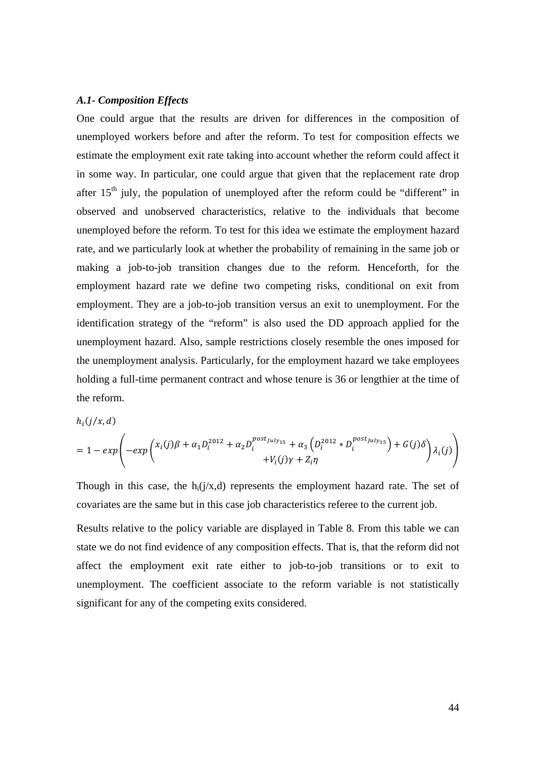***A.1- Composition Effects***

One could argue that the results are driven for differences in the composition of unemployed workers before and after the reform. To test for composition effects we estimate the employment exit rate taking into account whether the reform could affect it in some way. In particular, one could argue that given that the replacement rate drop after 15th july, the population of unemployed after the reform could be "different" in observed and unobserved characteristics, relative to the individuals that become unemployed before the reform. To test for this idea we estimate the employment hazard rate, and we particularly look at whether the probability of remaining in the same job or making a job-to-job transition changes due to the reform. Henceforth, for the employment hazard rate we define two competing risks, conditional on exit from employment. They are a job-to-job transition versus an exit to unemployment. For the identification strategy of the "reform" is also used the DD approach applied for the unemployment hazard. Also, sample restrictions closely resemble the ones imposed for the unemployment analysis. Particularly, for the employment hazard we take employees holding a full-time permanent contract and whose tenure is 36 or lengthier at the time of the reform.

$$
\begin{aligned}
h_i(j/x,d) &= 1 - exp\left(-exp\left(\begin{matrix} x_i(j)\beta + \alpha_1 D_i^{2012} + \alpha_2 D_i^{post_{July_{15}}} + \alpha_3\left(D_i^{2012} * D_i^{post_{July_{15}}}\right) + G(j)\delta \\ +V_i(j)\gamma + Z_i\eta \end{matrix}\right)\lambda_i(j)\right)
\end{aligned}
$$

Though in this case, the $h_i(j/x,d)$ represents the employment hazard rate. The set of covariates are the same but in this case job characteristics referee to the current job.

Results relative to the policy variable are displayed in Table 8. From this table we can state we do not find evidence of any composition effects. That is, that the reform did not affect the employment exit rate either to job-to-job transitions or to exit to unemployment. The coefficient associate to the reform variable is not statistically significant for any of the competing exits considered.